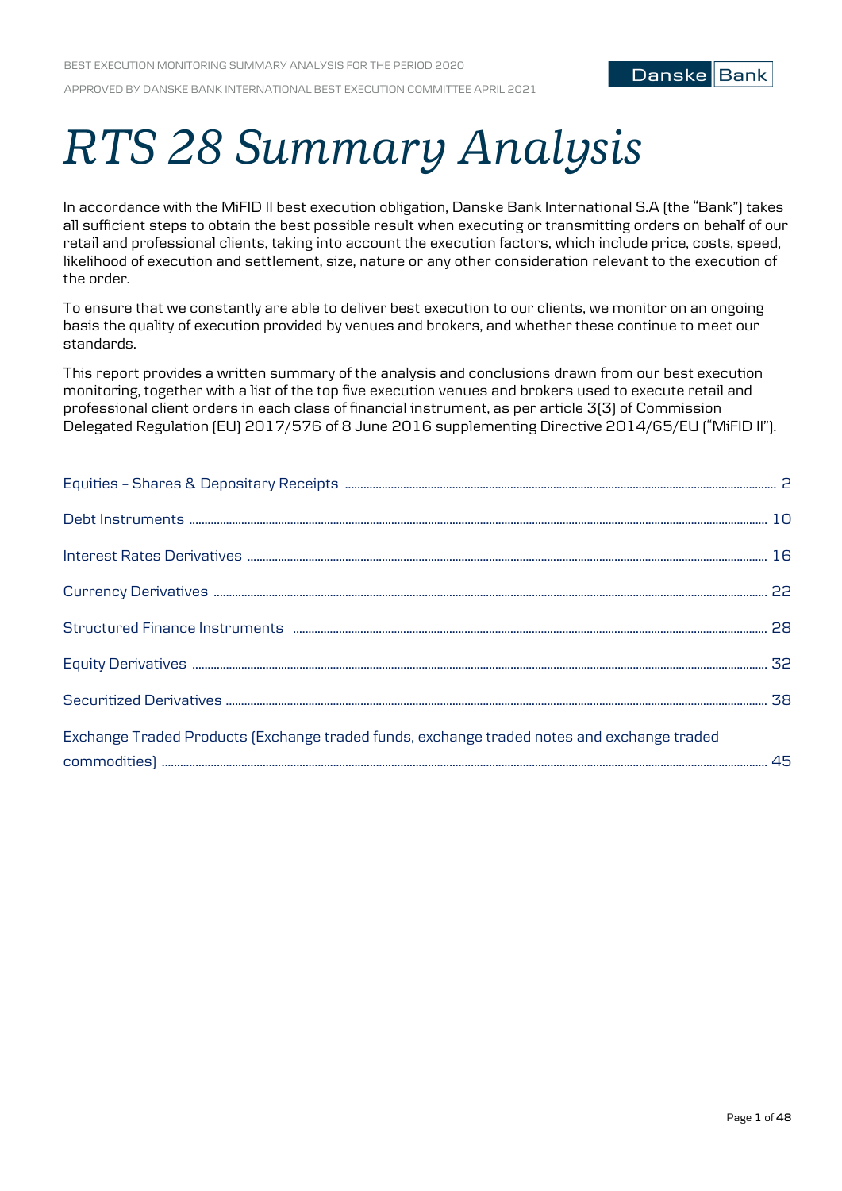BEST EXECUTION MONITORING SUMMARY ANALYSIS FOR THE PERIOD 2020

APPROVED BY DANSKE BANK INTERNATIONAL BEST EXECUTION COMMITTEE APRIL 2021

Danske Bank

# *RTS 28 Summary Analysis*

In accordance with the MiFID II best execution obligation, Danske Bank International S.A (the "Bank") takes all sufficient steps to obtain the best possible result when executing or transmitting orders on behalf of our retail and professional clients, taking into account the execution factors, which include price, costs, speed, likelihood of execution and settlement, size, nature or any other consideration relevant to the execution of the order.

To ensure that we constantly are able to deliver best execution to our clients, we monitor on an ongoing basis the quality of execution provided by venues and brokers, and whether these continue to meet our standards.

This report provides a written summary of the analysis and conclusions drawn from our best execution monitoring, together with a list of the top five execution venues and brokers used to execute retail and professional client orders in each class of financial instrument, as per article 3(3) of Commission Delegated Regulation (EU) 2017/576 of 8 June 2016 supplementing Directive 2014/65/EU ("MiFID II").

Equities – Shares & Depositary Receipts ........ 2

Debt Instruments ........ 10

Interest Rates Derivatives ........ 16

Currency Derivatives ........ 22

Structured Finance Instruments ........ 28

Equity Derivatives ........ 32

Securitized Derivatives ........ 38

Exchange Traded Products (Exchange traded funds, exchange traded notes and exchange traded commodities) ........ 45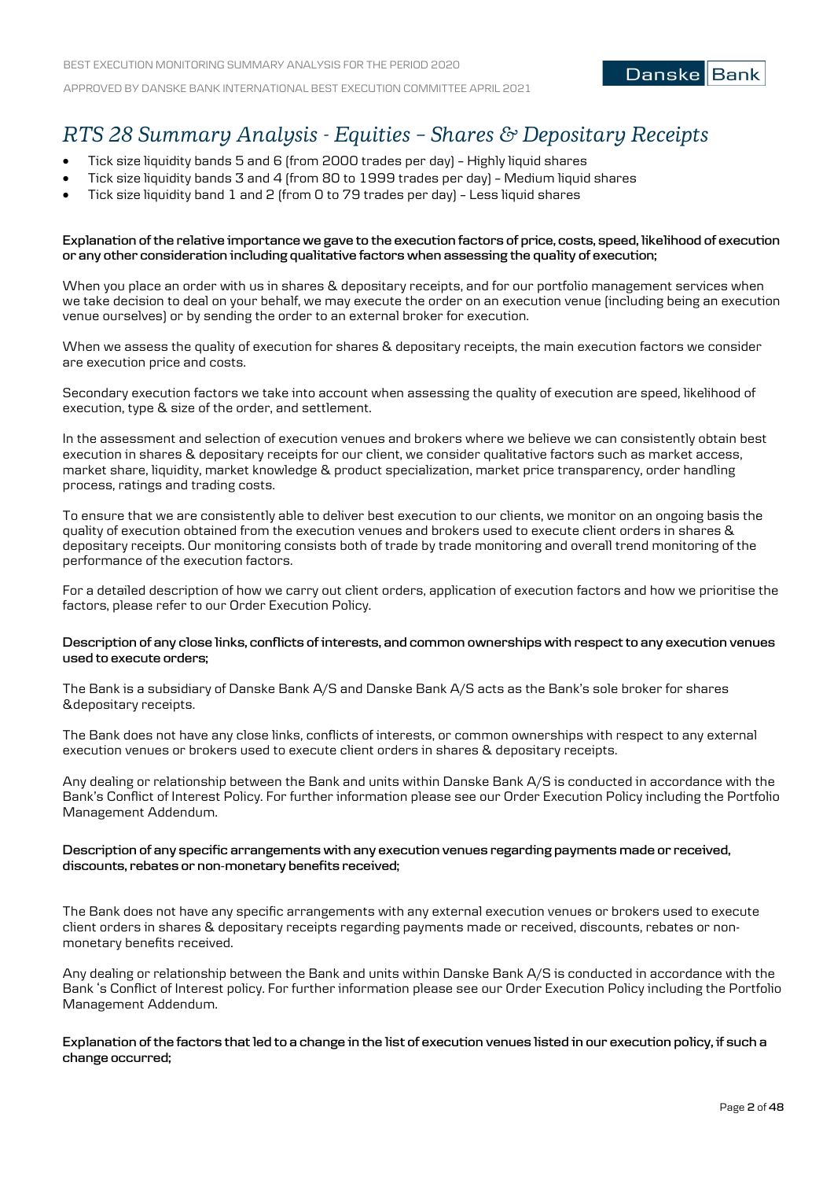# *RTS 28 Summary Analysis - Equities – Shares & Depositary Receipts*

- Tick size liquidity bands 5 and 6 (from 2000 trades per day) – Highly liquid shares
- Tick size liquidity bands 3 and 4 (from 80 to 1999 trades per day) – Medium liquid shares
- Tick size liquidity band 1 and 2 (from 0 to 79 trades per day) – Less liquid shares

**Explanation of the relative importance we gave to the execution factors of price, costs, speed, likelihood of execution or any other consideration including qualitative factors when assessing the quality of execution;**

When you place an order with us in shares & depositary receipts, and for our portfolio management services when we take decision to deal on your behalf, we may execute the order on an execution venue (including being an execution venue ourselves) or by sending the order to an external broker for execution.

When we assess the quality of execution for shares & depositary receipts, the main execution factors we consider are execution price and costs.

Secondary execution factors we take into account when assessing the quality of execution are speed, likelihood of execution, type & size of the order, and settlement.

In the assessment and selection of execution venues and brokers where we believe we can consistently obtain best execution in shares & depositary receipts for our client, we consider qualitative factors such as market access, market share, liquidity, market knowledge & product specialization, market price transparency, order handling process, ratings and trading costs.

To ensure that we are consistently able to deliver best execution to our clients, we monitor on an ongoing basis the quality of execution obtained from the execution venues and brokers used to execute client orders in shares & depositary receipts. Our monitoring consists both of trade by trade monitoring and overall trend monitoring of the performance of the execution factors.

For a detailed description of how we carry out client orders, application of execution factors and how we prioritise the factors, please refer to our Order Execution Policy.

**Description of any close links, conflicts of interests, and common ownerships with respect to any execution venues used to execute orders;**

The Bank is a subsidiary of Danske Bank A/S and Danske Bank A/S acts as the Bank's sole broker for shares &depositary receipts.

The Bank does not have any close links, conflicts of interests, or common ownerships with respect to any external execution venues or brokers used to execute client orders in shares & depositary receipts.

Any dealing or relationship between the Bank and units within Danske Bank A/S is conducted in accordance with the Bank's Conflict of Interest Policy. For further information please see our Order Execution Policy including the Portfolio Management Addendum.

**Description of any specific arrangements with any execution venues regarding payments made or received, discounts, rebates or non-monetary benefits received;**

The Bank does not have any specific arrangements with any external execution venues or brokers used to execute client orders in shares & depositary receipts regarding payments made or received, discounts, rebates or non-monetary benefits received.

Any dealing or relationship between the Bank and units within Danske Bank A/S is conducted in accordance with the Bank 's Conflict of Interest policy. For further information please see our Order Execution Policy including the Portfolio Management Addendum.

**Explanation of the factors that led to a change in the list of execution venues listed in our execution policy, if such a change occurred;**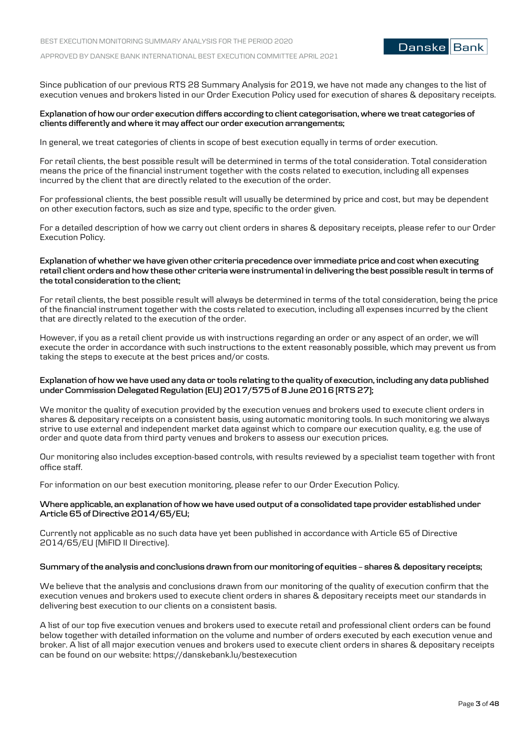Since publication of our previous RTS 28 Summary Analysis for 2019, we have not made any changes to the list of execution venues and brokers listed in our Order Execution Policy used for execution of shares & depositary receipts.

**Explanation of how our order execution differs according to client categorisation, where we treat categories of clients differently and where it may affect our order execution arrangements;**

In general, we treat categories of clients in scope of best execution equally in terms of order execution.

For retail clients, the best possible result will be determined in terms of the total consideration. Total consideration means the price of the financial instrument together with the costs related to execution, including all expenses incurred by the client that are directly related to the execution of the order.

For professional clients, the best possible result will usually be determined by price and cost, but may be dependent on other execution factors, such as size and type, specific to the order given.

For a detailed description of how we carry out client orders in shares & depositary receipts, please refer to our Order Execution Policy.

**Explanation of whether we have given other criteria precedence over immediate price and cost when executing retail client orders and how these other criteria were instrumental in delivering the best possible result in terms of the total consideration to the client;**

For retail clients, the best possible result will always be determined in terms of the total consideration, being the price of the financial instrument together with the costs related to execution, including all expenses incurred by the client that are directly related to the execution of the order.

However, if you as a retail client provide us with instructions regarding an order or any aspect of an order, we will execute the order in accordance with such instructions to the extent reasonably possible, which may prevent us from taking the steps to execute at the best prices and/or costs.

**Explanation of how we have used any data or tools relating to the quality of execution, including any data published under Commission Delegated Regulation (EU) 2017/575 of 8 June 2016 (RTS 27);**

We monitor the quality of execution provided by the execution venues and brokers used to execute client orders in shares & depositary receipts on a consistent basis, using automatic monitoring tools. In such monitoring we always strive to use external and independent market data against which to compare our execution quality, e.g. the use of order and quote data from third party venues and brokers to assess our execution prices.

Our monitoring also includes exception-based controls, with results reviewed by a specialist team together with front office staff.

For information on our best execution monitoring, please refer to our Order Execution Policy.

**Where applicable, an explanation of how we have used output of a consolidated tape provider established under Article 65 of Directive 2014/65/EU;**

Currently not applicable as no such data have yet been published in accordance with Article 65 of Directive 2014/65/EU (MiFID II Directive).

**Summary of the analysis and conclusions drawn from our monitoring of equities – shares & depositary receipts;**

We believe that the analysis and conclusions drawn from our monitoring of the quality of execution confirm that the execution venues and brokers used to execute client orders in shares & depositary receipts meet our standards in delivering best execution to our clients on a consistent basis.

A list of our top five execution venues and brokers used to execute retail and professional client orders can be found below together with detailed information on the volume and number of orders executed by each execution venue and broker. A list of all major execution venues and brokers used to execute client orders in shares & depositary receipts can be found on our website: https://danskebank.lu/bestexecution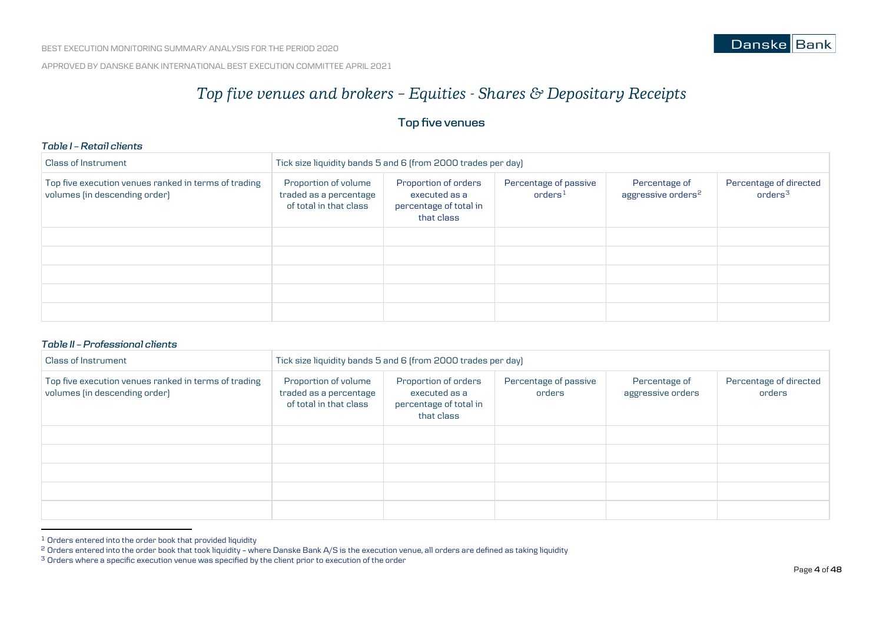# *Top five venues and brokers – Equities - Shares & Depositary Receipts*

## Top five venues

***Table I – Retail clients***

| Class of Instrument | Tick size liquidity bands 5 and 6 (from 2000 trades per day) | | | | |
|---|---|---|---|---|---|
| Top five execution venues ranked in terms of trading volumes (in descending order) | Proportion of volume traded as a percentage of total in that class | Proportion of orders executed as a percentage of total in that class | Percentage of passive orders[1] | Percentage of aggressive orders[2] | Percentage of directed orders[3] |
| | | | | | |
| | | | | | |
| | | | | | |
| | | | | | |
| | | | | | |

***Table II – Professional clients***

| Class of Instrument | Tick size liquidity bands 5 and 6 (from 2000 trades per day) | | | | |
|---|---|---|---|---|---|
| Top five execution venues ranked in terms of trading volumes (in descending order) | Proportion of volume traded as a percentage of total in that class | Proportion of orders executed as a percentage of total in that class | Percentage of passive orders | Percentage of aggressive orders | Percentage of directed orders |
| | | | | | |
| | | | | | |
| | | | | | |
| | | | | | |
| | | | | | |

[1] Orders entered into the order book that provided liquidity

[2] Orders entered into the order book that took liquidity – where Danske Bank A/S is the execution venue, all orders are defined as taking liquidity

[3] Orders where a specific execution venue was specified by the client prior to execution of the order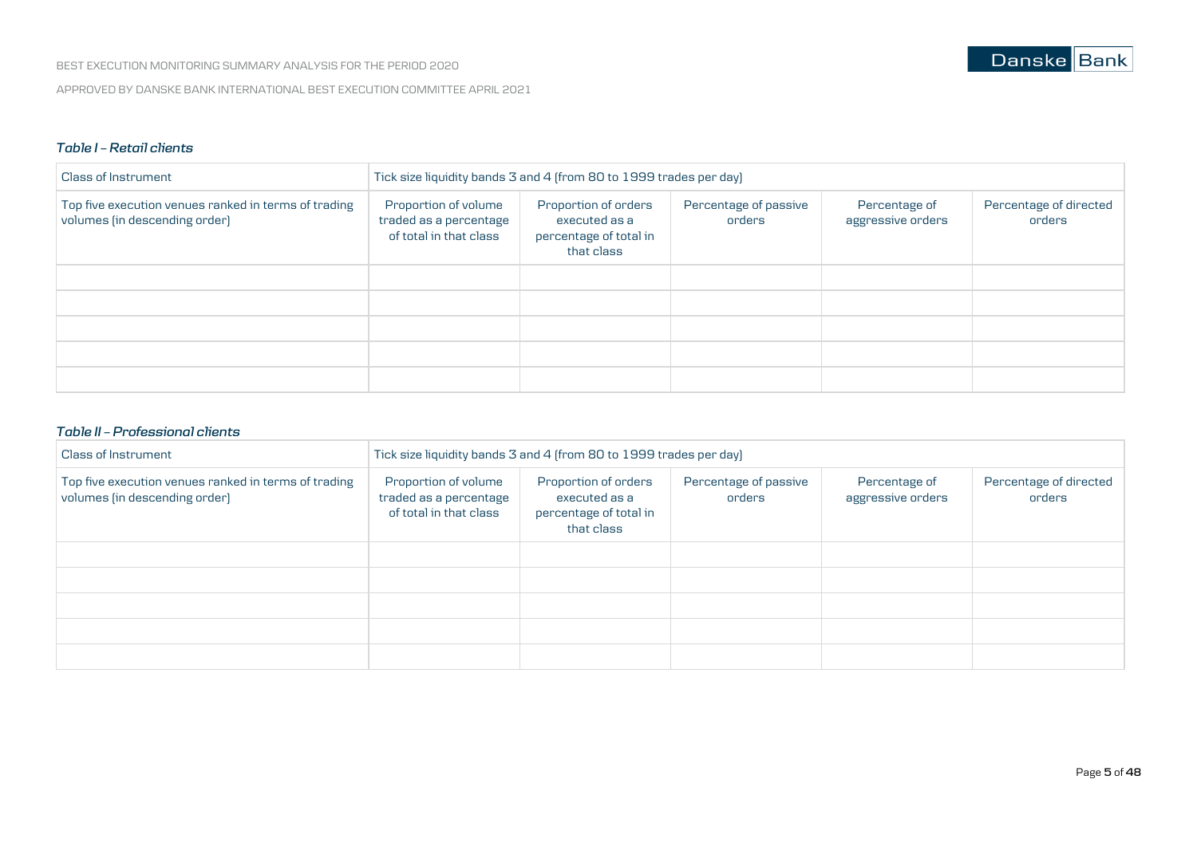*Table I – Retail clients*

| Class of Instrument | Tick size liquidity bands 3 and 4 (from 80 to 1999 trades per day) | | | | |
|---|---|---|---|---|---|
| Top five execution venues ranked in terms of trading volumes (in descending order) | Proportion of volume traded as a percentage of total in that class | Proportion of orders executed as a percentage of total in that class | Percentage of passive orders | Percentage of aggressive orders | Percentage of directed orders |
| | | | | | |
| | | | | | |
| | | | | | |
| | | | | | |
| | | | | | |

*Table II – Professional clients*

| Class of Instrument | Tick size liquidity bands 3 and 4 (from 80 to 1999 trades per day) | | | | |
|---|---|---|---|---|---|
| Top five execution venues ranked in terms of trading volumes (in descending order) | Proportion of volume traded as a percentage of total in that class | Proportion of orders executed as a percentage of total in that class | Percentage of passive orders | Percentage of aggressive orders | Percentage of directed orders |
| | | | | | |
| | | | | | |
| | | | | | |
| | | | | | |
| | | | | | |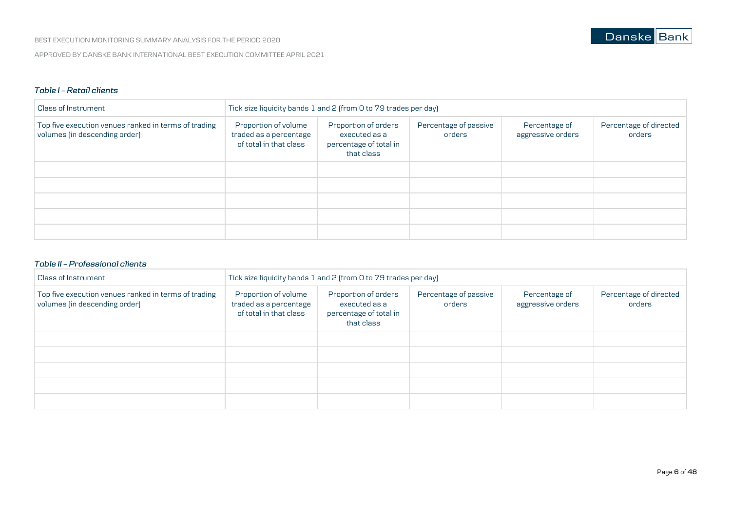*Table I – Retail clients*

| Class of Instrument | Tick size liquidity bands 1 and 2 (from 0 to 79 trades per day) | | | | |
|---|---|---|---|---|---|
| Top five execution venues ranked in terms of trading volumes (in descending order) | Proportion of volume traded as a percentage of total in that class | Proportion of orders executed as a percentage of total in that class | Percentage of passive orders | Percentage of aggressive orders | Percentage of directed orders |
| | | | | | |
| | | | | | |
| | | | | | |
| | | | | | |
| | | | | | |

*Table II – Professional clients*

| Class of Instrument | Tick size liquidity bands 1 and 2 (from 0 to 79 trades per day) | | | | |
|---|---|---|---|---|---|
| Top five execution venues ranked in terms of trading volumes (in descending order) | Proportion of volume traded as a percentage of total in that class | Proportion of orders executed as a percentage of total in that class | Percentage of passive orders | Percentage of aggressive orders | Percentage of directed orders |
| | | | | | |
| | | | | | |
| | | | | | |
| | | | | | |
| | | | | | |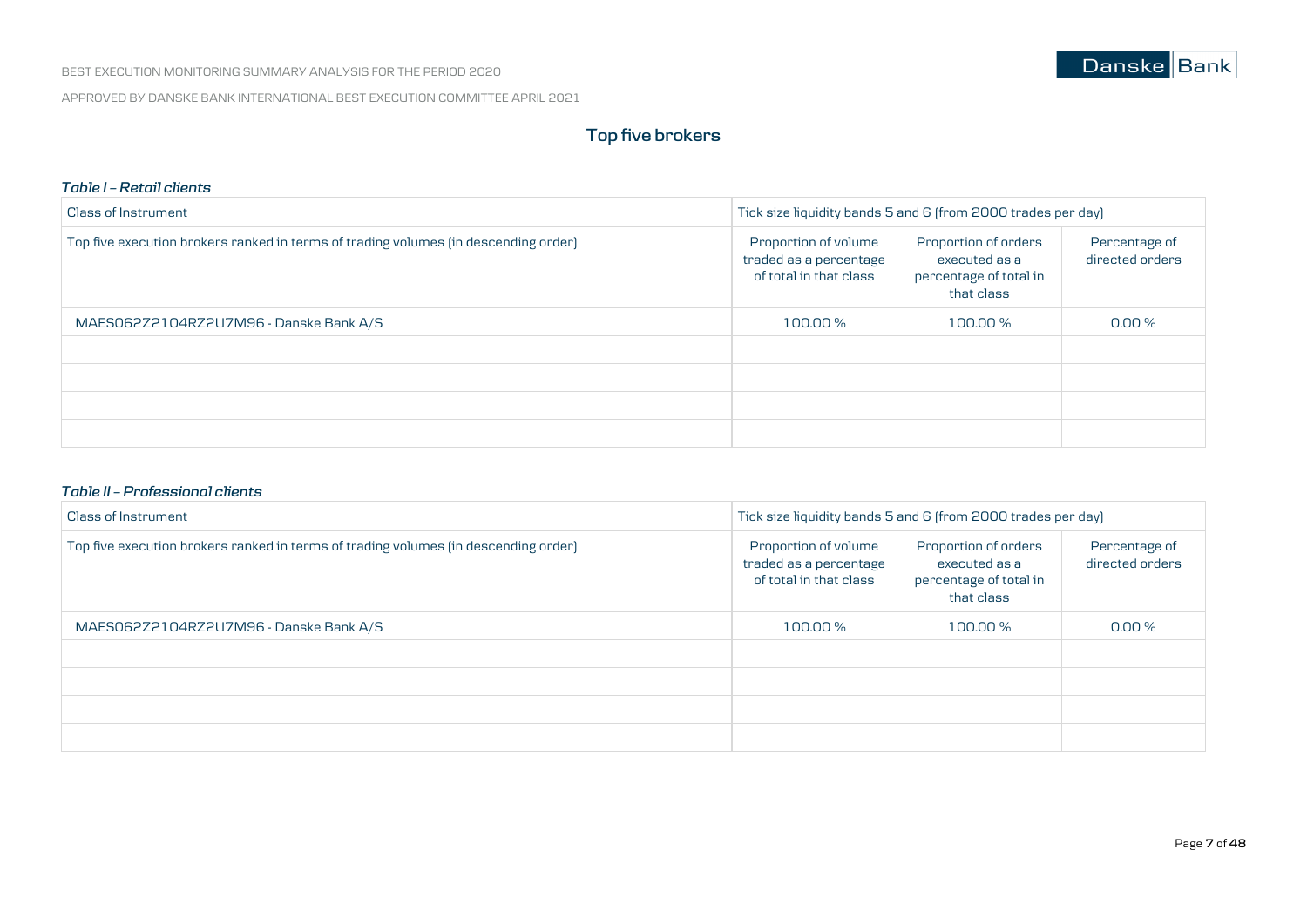## Top five brokers

***Table I – Retail clients***

| Class of Instrument | Tick size liquidity bands 5 and 6 (from 2000 trades per day) | | |
|---|---|---|---|
| Top five execution brokers ranked in terms of trading volumes (in descending order) | Proportion of volume traded as a percentage of total in that class | Proportion of orders executed as a percentage of total in that class | Percentage of directed orders |
| MAES062Z2104RZ2U7M96 - Danske Bank A/S | 100.00 % | 100.00 % | 0.00 % |
| | | | |
| | | | |
| | | | |
| | | | |

***Table II – Professional clients***

| Class of Instrument | Tick size liquidity bands 5 and 6 (from 2000 trades per day) | | |
|---|---|---|---|
| Top five execution brokers ranked in terms of trading volumes (in descending order) | Proportion of volume traded as a percentage of total in that class | Proportion of orders executed as a percentage of total in that class | Percentage of directed orders |
| MAES062Z2104RZ2U7M96 - Danske Bank A/S | 100.00 % | 100.00 % | 0.00 % |
| | | | |
| | | | |
| | | | |
| | | | |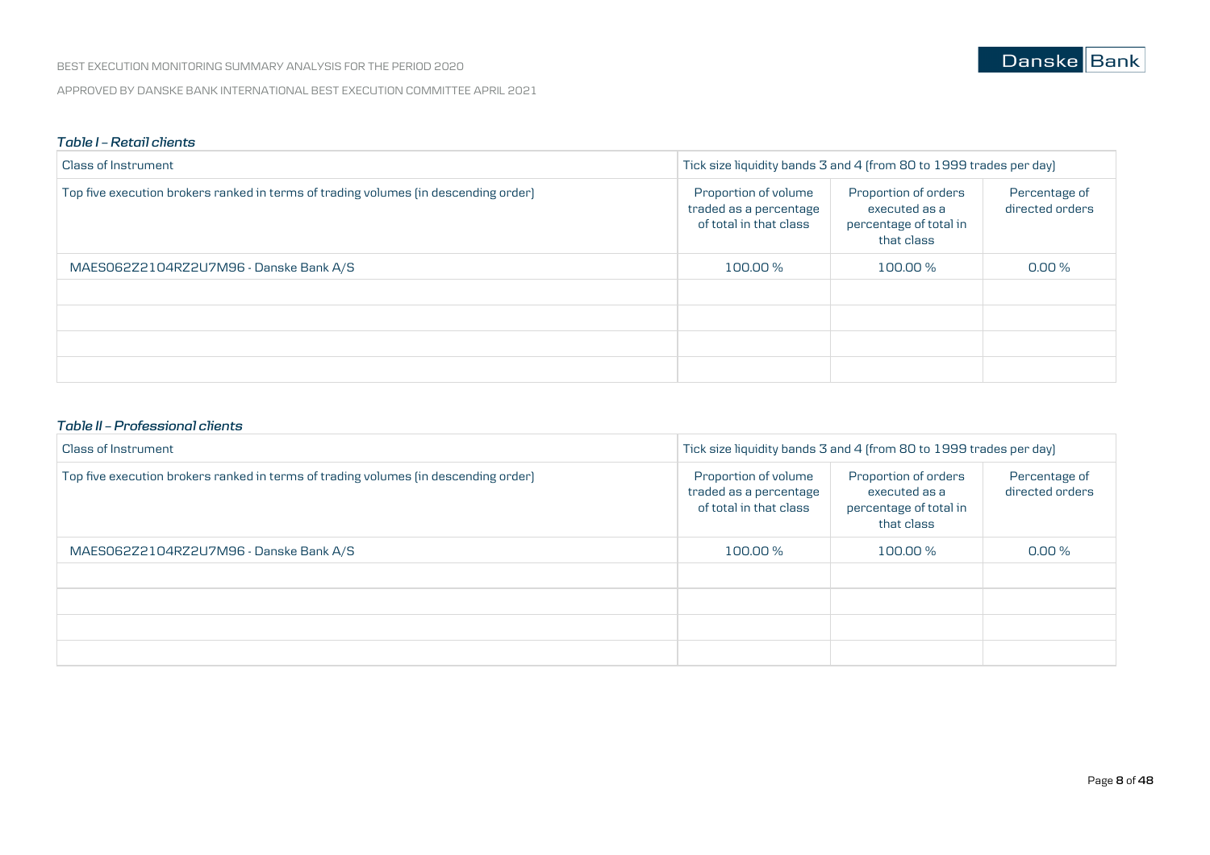*Table I – Retail clients*

| Class of Instrument | Tick size liquidity bands 3 and 4 (from 80 to 1999 trades per day) | | |
|---|---|---|---|
| Top five execution brokers ranked in terms of trading volumes (in descending order) | Proportion of volume traded as a percentage of total in that class | Proportion of orders executed as a percentage of total in that class | Percentage of directed orders |
| MAES062Z2104RZ2U7M96 - Danske Bank A/S | 100.00 % | 100.00 % | 0.00 % |
| | | | |
| | | | |
| | | | |
| | | | |

*Table II – Professional clients*

| Class of Instrument | Tick size liquidity bands 3 and 4 (from 80 to 1999 trades per day) | | |
|---|---|---|---|
| Top five execution brokers ranked in terms of trading volumes (in descending order) | Proportion of volume traded as a percentage of total in that class | Proportion of orders executed as a percentage of total in that class | Percentage of directed orders |
| MAES062Z2104RZ2U7M96 - Danske Bank A/S | 100.00 % | 100.00 % | 0.00 % |
| | | | |
| | | | |
| | | | |
| | | | |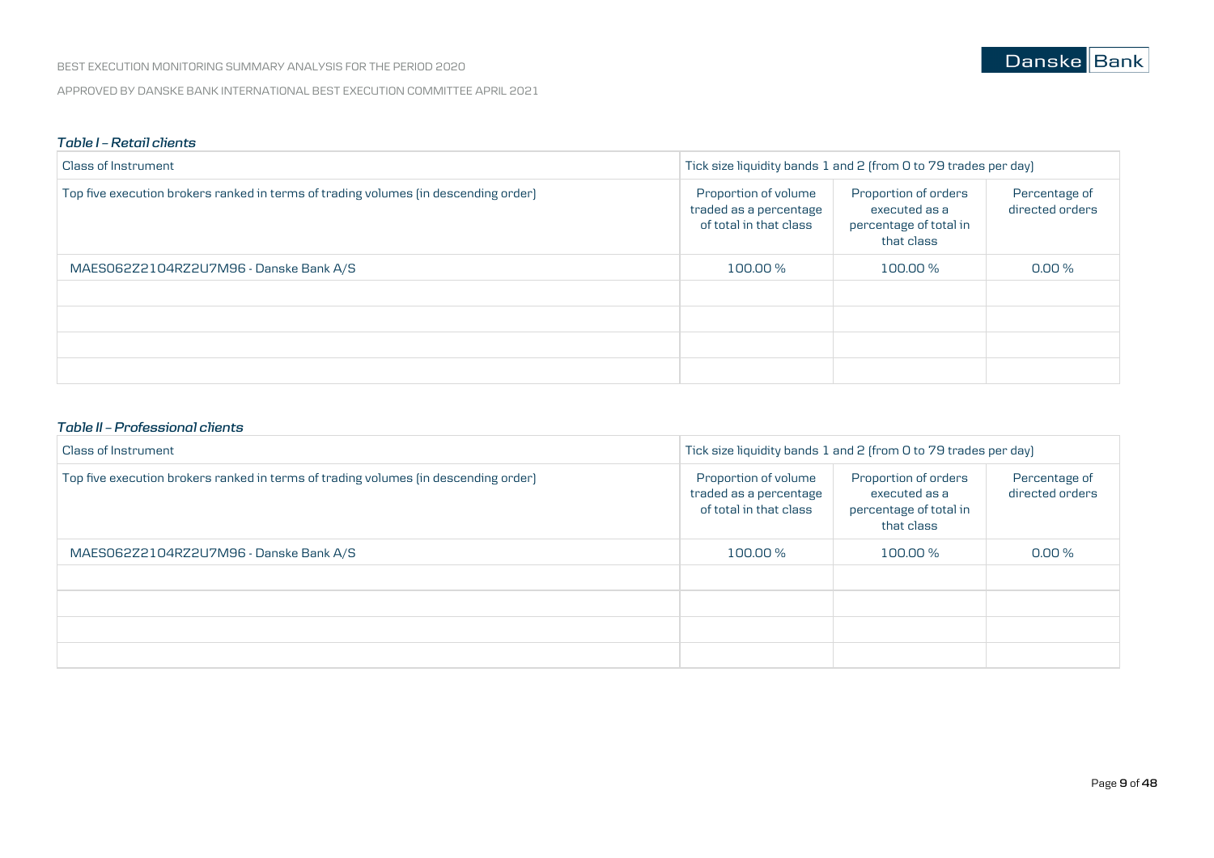### *Table I – Retail clients*

| Class of Instrument | Tick size liquidity bands 1 and 2 (from 0 to 79 trades per day) | | |
|---|---|---|---|
| Top five execution brokers ranked in terms of trading volumes (in descending order) | Proportion of volume traded as a percentage of total in that class | Proportion of orders executed as a percentage of total in that class | Percentage of directed orders |
| MAES062Z2104RZ2U7M96 - Danske Bank A/S | 100.00 % | 100.00 % | 0.00 % |
| | | | |
| | | | |
| | | | |
| | | | |

### *Table II – Professional clients*

| Class of Instrument | Tick size liquidity bands 1 and 2 (from 0 to 79 trades per day) | | |
|---|---|---|---|
| Top five execution brokers ranked in terms of trading volumes (in descending order) | Proportion of volume traded as a percentage of total in that class | Proportion of orders executed as a percentage of total in that class | Percentage of directed orders |
| MAES062Z2104RZ2U7M96 - Danske Bank A/S | 100.00 % | 100.00 % | 0.00 % |
| | | | |
| | | | |
| | | | |
| | | | |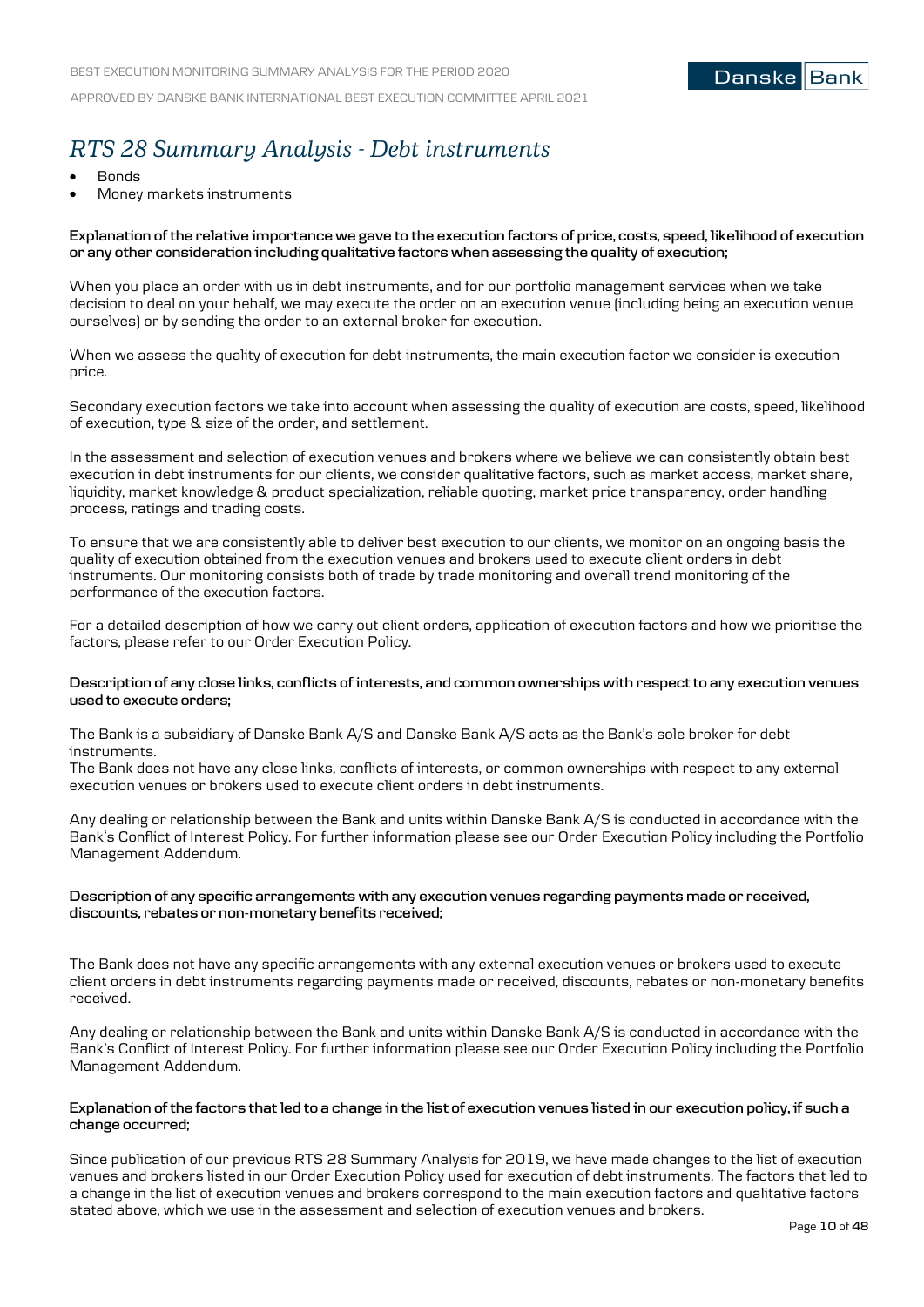# *RTS 28 Summary Analysis - Debt instruments*

- Bonds
- Money markets instruments

**Explanation of the relative importance we gave to the execution factors of price, costs, speed, likelihood of execution or any other consideration including qualitative factors when assessing the quality of execution;**

When you place an order with us in debt instruments, and for our portfolio management services when we take decision to deal on your behalf, we may execute the order on an execution venue (including being an execution venue ourselves) or by sending the order to an external broker for execution.

When we assess the quality of execution for debt instruments, the main execution factor we consider is execution price.

Secondary execution factors we take into account when assessing the quality of execution are costs, speed, likelihood of execution, type & size of the order, and settlement.

In the assessment and selection of execution venues and brokers where we believe we can consistently obtain best execution in debt instruments for our clients, we consider qualitative factors, such as market access, market share, liquidity, market knowledge & product specialization, reliable quoting, market price transparency, order handling process, ratings and trading costs.

To ensure that we are consistently able to deliver best execution to our clients, we monitor on an ongoing basis the quality of execution obtained from the execution venues and brokers used to execute client orders in debt instruments. Our monitoring consists both of trade by trade monitoring and overall trend monitoring of the performance of the execution factors.

For a detailed description of how we carry out client orders, application of execution factors and how we prioritise the factors, please refer to our Order Execution Policy.

**Description of any close links, conflicts of interests, and common ownerships with respect to any execution venues used to execute orders;**

The Bank is a subsidiary of Danske Bank A/S and Danske Bank A/S acts as the Bank's sole broker for debt instruments.
The Bank does not have any close links, conflicts of interests, or common ownerships with respect to any external execution venues or brokers used to execute client orders in debt instruments.

Any dealing or relationship between the Bank and units within Danske Bank A/S is conducted in accordance with the Bank's Conflict of Interest Policy. For further information please see our Order Execution Policy including the Portfolio Management Addendum.

**Description of any specific arrangements with any execution venues regarding payments made or received, discounts, rebates or non-monetary benefits received;**

The Bank does not have any specific arrangements with any external execution venues or brokers used to execute client orders in debt instruments regarding payments made or received, discounts, rebates or non-monetary benefits received.

Any dealing or relationship between the Bank and units within Danske Bank A/S is conducted in accordance with the Bank's Conflict of Interest Policy. For further information please see our Order Execution Policy including the Portfolio Management Addendum.

**Explanation of the factors that led to a change in the list of execution venues listed in our execution policy, if such a change occurred;**

Since publication of our previous RTS 28 Summary Analysis for 2019, we have made changes to the list of execution venues and brokers listed in our Order Execution Policy used for execution of debt instruments. The factors that led to a change in the list of execution venues and brokers correspond to the main execution factors and qualitative factors stated above, which we use in the assessment and selection of execution venues and brokers.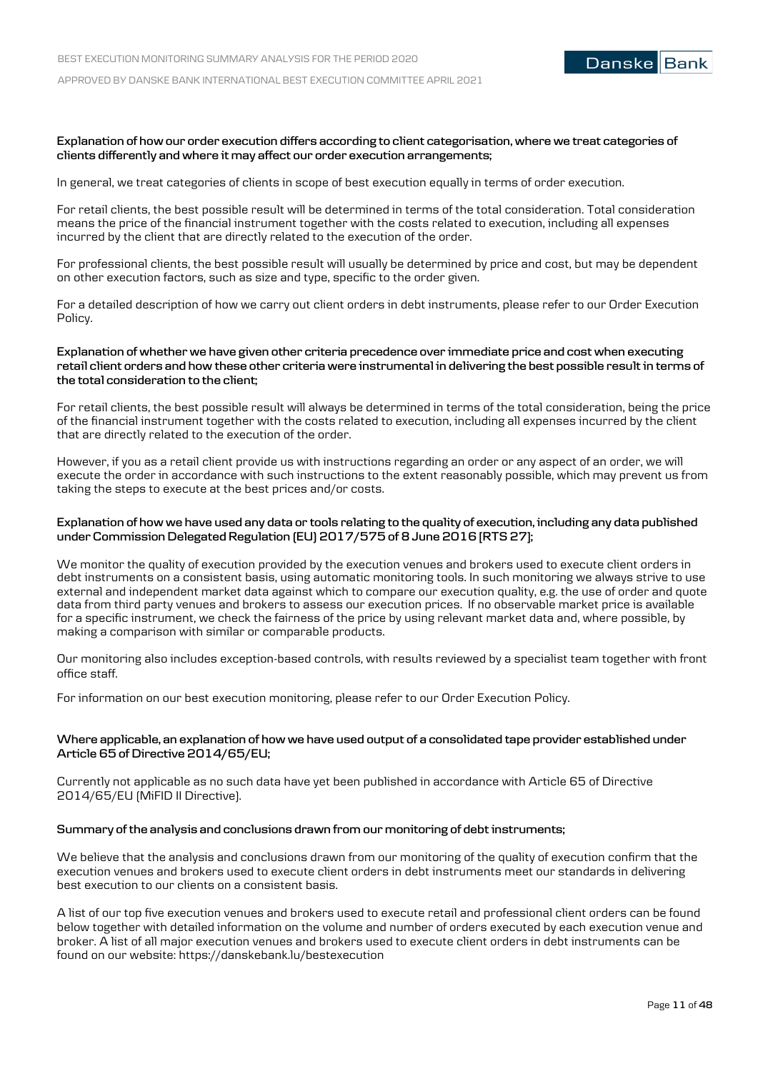**Explanation of how our order execution differs according to client categorisation, where we treat categories of clients differently and where it may affect our order execution arrangements;**

In general, we treat categories of clients in scope of best execution equally in terms of order execution.

For retail clients, the best possible result will be determined in terms of the total consideration. Total consideration means the price of the financial instrument together with the costs related to execution, including all expenses incurred by the client that are directly related to the execution of the order.

For professional clients, the best possible result will usually be determined by price and cost, but may be dependent on other execution factors, such as size and type, specific to the order given.

For a detailed description of how we carry out client orders in debt instruments, please refer to our Order Execution Policy.

**Explanation of whether we have given other criteria precedence over immediate price and cost when executing retail client orders and how these other criteria were instrumental in delivering the best possible result in terms of the total consideration to the client;**

For retail clients, the best possible result will always be determined in terms of the total consideration, being the price of the financial instrument together with the costs related to execution, including all expenses incurred by the client that are directly related to the execution of the order.

However, if you as a retail client provide us with instructions regarding an order or any aspect of an order, we will execute the order in accordance with such instructions to the extent reasonably possible, which may prevent us from taking the steps to execute at the best prices and/or costs.

**Explanation of how we have used any data or tools relating to the quality of execution, including any data published under Commission Delegated Regulation (EU) 2017/575 of 8 June 2016 (RTS 27);**

We monitor the quality of execution provided by the execution venues and brokers used to execute client orders in debt instruments on a consistent basis, using automatic monitoring tools. In such monitoring we always strive to use external and independent market data against which to compare our execution quality, e.g. the use of order and quote data from third party venues and brokers to assess our execution prices. If no observable market price is available for a specific instrument, we check the fairness of the price by using relevant market data and, where possible, by making a comparison with similar or comparable products.

Our monitoring also includes exception-based controls, with results reviewed by a specialist team together with front office staff.

For information on our best execution monitoring, please refer to our Order Execution Policy.

**Where applicable, an explanation of how we have used output of a consolidated tape provider established under Article 65 of Directive 2014/65/EU;**

Currently not applicable as no such data have yet been published in accordance with Article 65 of Directive 2014/65/EU (MiFID II Directive).

**Summary of the analysis and conclusions drawn from our monitoring of debt instruments;**

We believe that the analysis and conclusions drawn from our monitoring of the quality of execution confirm that the execution venues and brokers used to execute client orders in debt instruments meet our standards in delivering best execution to our clients on a consistent basis.

A list of our top five execution venues and brokers used to execute retail and professional client orders can be found below together with detailed information on the volume and number of orders executed by each execution venue and broker. A list of all major execution venues and brokers used to execute client orders in debt instruments can be found on our website: https://danskebank.lu/bestexecution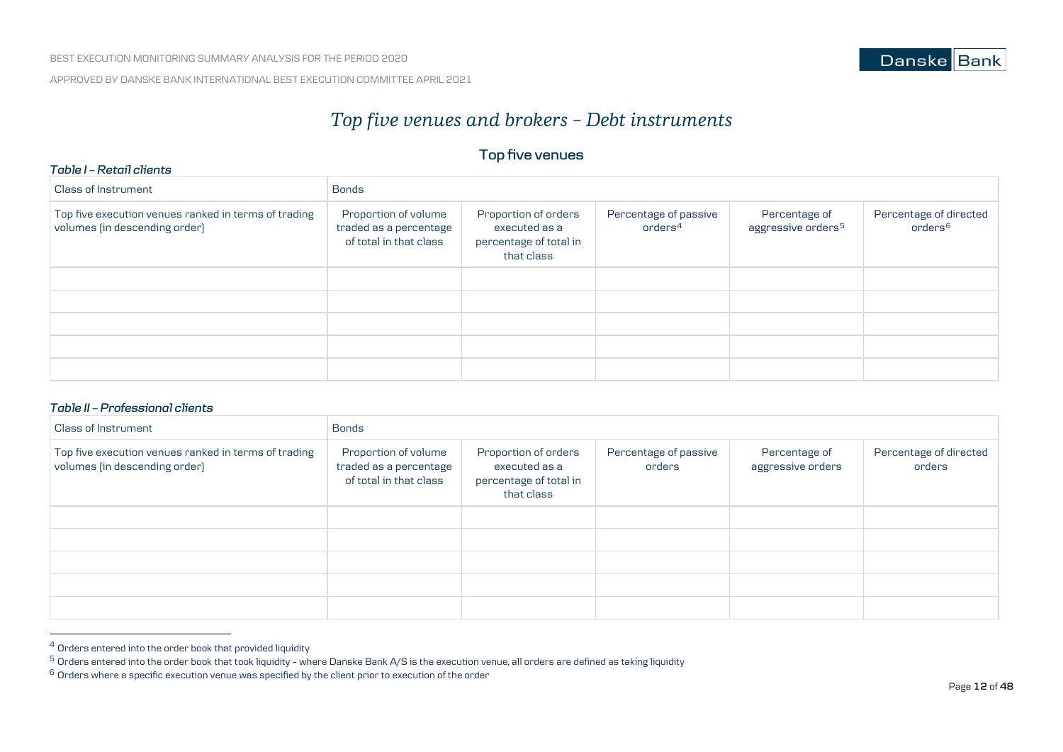# *Top five venues and brokers – Debt instruments*

## Top five venues

***Table I – Retail clients***

| Class of Instrument | Bonds | | | | |
|---|---|---|---|---|---|
| Top five execution venues ranked in terms of trading volumes (in descending order) | Proportion of volume traded as a percentage of total in that class | Proportion of orders executed as a percentage of total in that class | Percentage of passive orders[4] | Percentage of aggressive orders[5] | Percentage of directed orders[6] |
| | | | | | |
| | | | | | |
| | | | | | |
| | | | | | |
| | | | | | |

***Table II – Professional clients***

| Class of Instrument | Bonds | | | | |
|---|---|---|---|---|---|
| Top five execution venues ranked in terms of trading volumes (in descending order) | Proportion of volume traded as a percentage of total in that class | Proportion of orders executed as a percentage of total in that class | Percentage of passive orders | Percentage of aggressive orders | Percentage of directed orders |
| | | | | | |
| | | | | | |
| | | | | | |
| | | | | | |
| | | | | | |

[4] Orders entered into the order book that provided liquidity

[5] Orders entered into the order book that took liquidity – where Danske Bank A/S is the execution venue, all orders are defined as taking liquidity

[6] Orders where a specific execution venue was specified by the client prior to execution of the order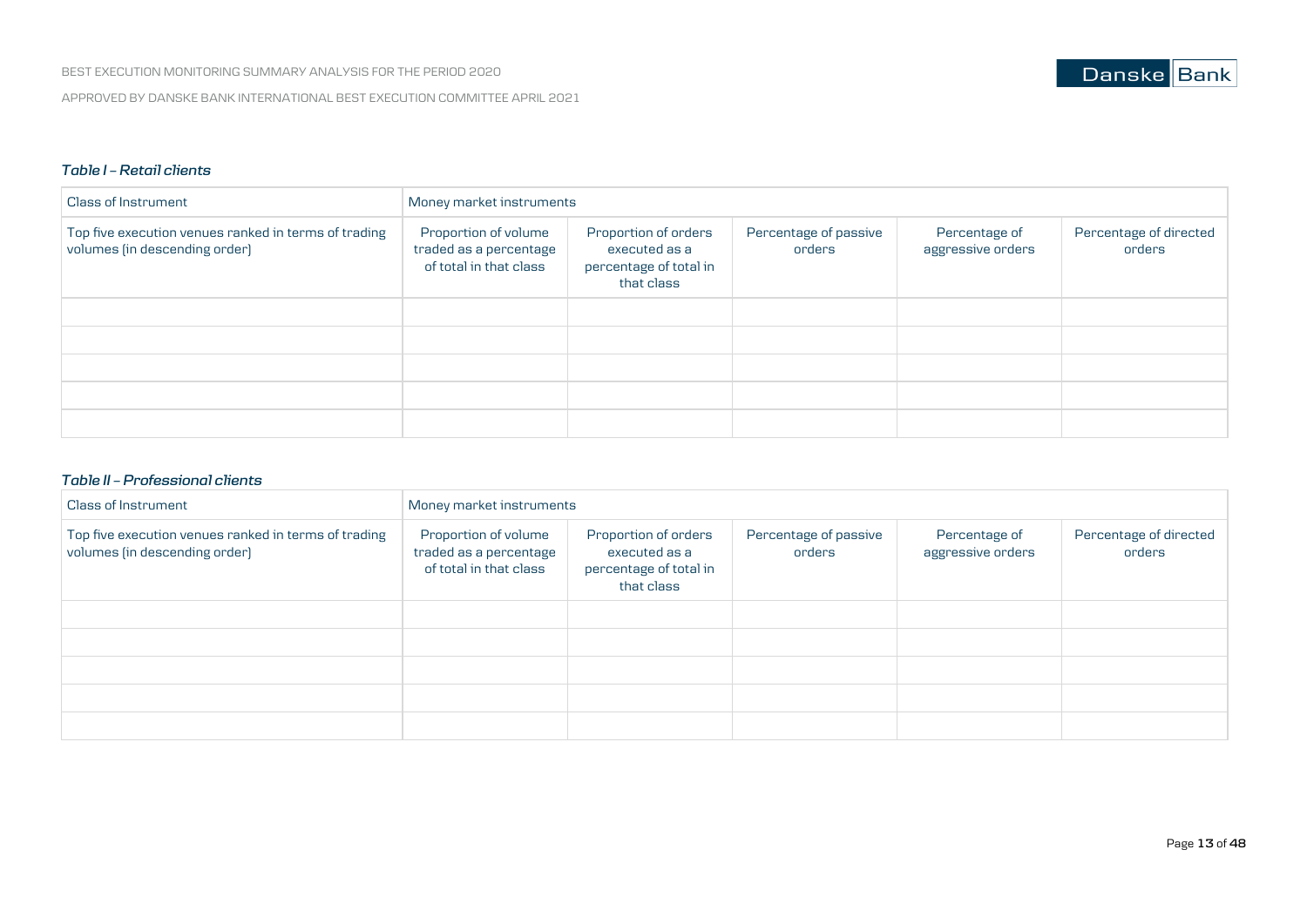*Table I – Retail clients*

| Class of Instrument | Money market instruments | | | | |
|---|---|---|---|---|---|
| Top five execution venues ranked in terms of trading volumes (in descending order) | Proportion of volume traded as a percentage of total in that class | Proportion of orders executed as a percentage of total in that class | Percentage of passive orders | Percentage of aggressive orders | Percentage of directed orders |
| | | | | | |
| | | | | | |
| | | | | | |
| | | | | | |
| | | | | | |

*Table II – Professional clients*

| Class of Instrument | Money market instruments | | | | |
|---|---|---|---|---|---|
| Top five execution venues ranked in terms of trading volumes (in descending order) | Proportion of volume traded as a percentage of total in that class | Proportion of orders executed as a percentage of total in that class | Percentage of passive orders | Percentage of aggressive orders | Percentage of directed orders |
| | | | | | |
| | | | | | |
| | | | | | |
| | | | | | |
| | | | | | |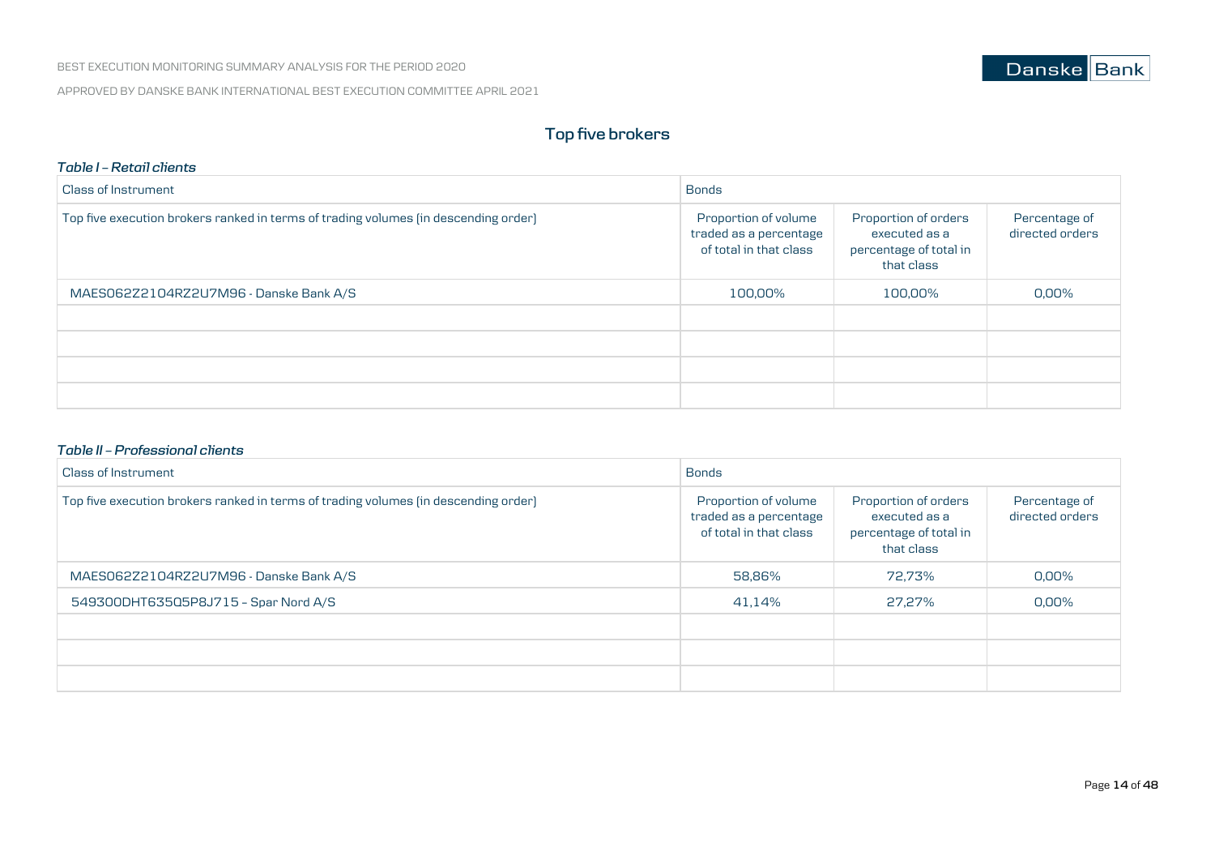## Top five brokers

*Table I – Retail clients*

| Class of Instrument | Bonds | | |
|---|---|---|---|
| Top five execution brokers ranked in terms of trading volumes (in descending order) | Proportion of volume traded as a percentage of total in that class | Proportion of orders executed as a percentage of total in that class | Percentage of directed orders |
| MAES062Z2104RZ2U7M96 - Danske Bank A/S | 100,00% | 100,00% | 0,00% |
| | | | |
| | | | |
| | | | |
| | | | |

*Table II – Professional clients*

| Class of Instrument | Bonds | | |
|---|---|---|---|
| Top five execution brokers ranked in terms of trading volumes (in descending order) | Proportion of volume traded as a percentage of total in that class | Proportion of orders executed as a percentage of total in that class | Percentage of directed orders |
| MAES062Z2104RZ2U7M96 - Danske Bank A/S | 58,86% | 72,73% | 0,00% |
| 549300DHT635Q5P8J715 – Spar Nord A/S | 41,14% | 27,27% | 0,00% |
| | | | |
| | | | |
| | | | |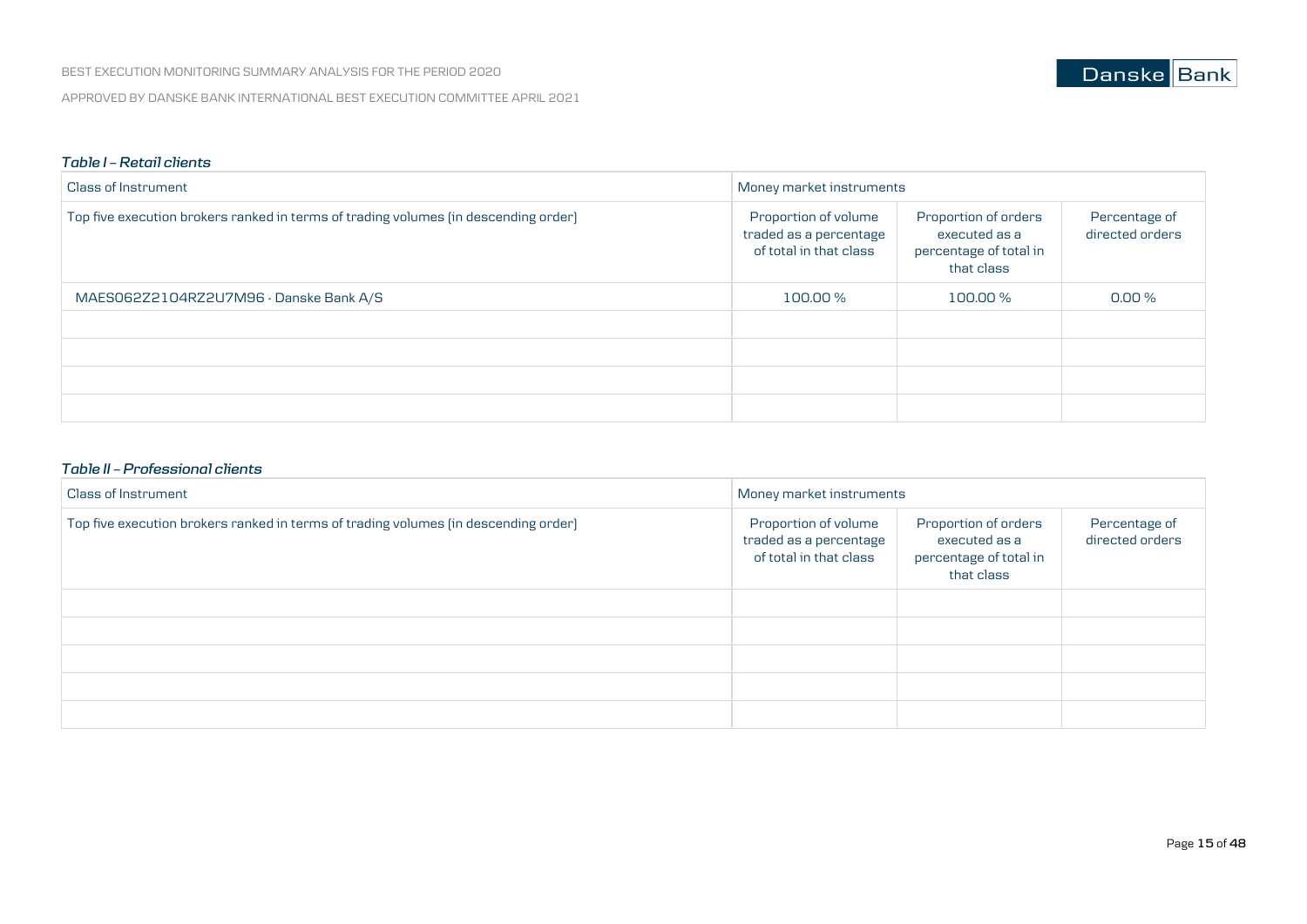*Table I – Retail clients*

| Class of Instrument | Money market instruments | | |
|---|---|---|---|
| Top five execution brokers ranked in terms of trading volumes (in descending order) | Proportion of volume traded as a percentage of total in that class | Proportion of orders executed as a percentage of total in that class | Percentage of directed orders |
| MAES062Z2104RZ2U7M96 - Danske Bank A/S | 100.00 % | 100.00 % | 0.00 % |
| | | | |
| | | | |
| | | | |
| | | | |

*Table II – Professional clients*

| Class of Instrument | Money market instruments | | |
|---|---|---|---|
| Top five execution brokers ranked in terms of trading volumes (in descending order) | Proportion of volume traded as a percentage of total in that class | Proportion of orders executed as a percentage of total in that class | Percentage of directed orders |
| | | | |
| | | | |
| | | | |
| | | | |
| | | | |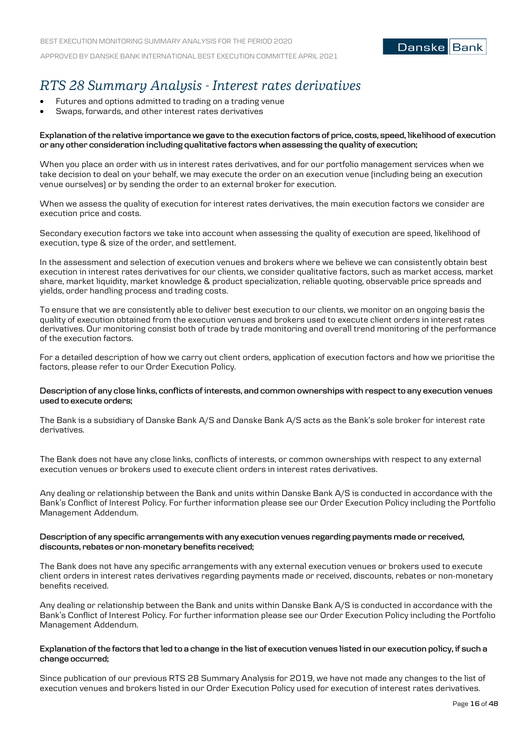# *RTS 28 Summary Analysis - Interest rates derivatives*

- Futures and options admitted to trading on a trading venue
- Swaps, forwards, and other interest rates derivatives

**Explanation of the relative importance we gave to the execution factors of price, costs, speed, likelihood of execution or any other consideration including qualitative factors when assessing the quality of execution;**

When you place an order with us in interest rates derivatives, and for our portfolio management services when we take decision to deal on your behalf, we may execute the order on an execution venue (including being an execution venue ourselves) or by sending the order to an external broker for execution.

When we assess the quality of execution for interest rates derivatives, the main execution factors we consider are execution price and costs.

Secondary execution factors we take into account when assessing the quality of execution are speed, likelihood of execution, type & size of the order, and settlement.

In the assessment and selection of execution venues and brokers where we believe we can consistently obtain best execution in interest rates derivatives for our clients, we consider qualitative factors, such as market access, market share, market liquidity, market knowledge & product specialization, reliable quoting, observable price spreads and yields, order handling process and trading costs.

To ensure that we are consistently able to deliver best execution to our clients, we monitor on an ongoing basis the quality of execution obtained from the execution venues and brokers used to execute client orders in interest rates derivatives. Our monitoring consist both of trade by trade monitoring and overall trend monitoring of the performance of the execution factors.

For a detailed description of how we carry out client orders, application of execution factors and how we prioritise the factors, please refer to our Order Execution Policy.

**Description of any close links, conflicts of interests, and common ownerships with respect to any execution venues used to execute orders;**

The Bank is a subsidiary of Danske Bank A/S and Danske Bank A/S acts as the Bank's sole broker for interest rate derivatives.

The Bank does not have any close links, conflicts of interests, or common ownerships with respect to any external execution venues or brokers used to execute client orders in interest rates derivatives.

Any dealing or relationship between the Bank and units within Danske Bank A/S is conducted in accordance with the Bank's Conflict of Interest Policy. For further information please see our Order Execution Policy including the Portfolio Management Addendum.

**Description of any specific arrangements with any execution venues regarding payments made or received, discounts, rebates or non-monetary benefits received;**

The Bank does not have any specific arrangements with any external execution venues or brokers used to execute client orders in interest rates derivatives regarding payments made or received, discounts, rebates or non-monetary benefits received.

Any dealing or relationship between the Bank and units within Danske Bank A/S is conducted in accordance with the Bank's Conflict of Interest Policy. For further information please see our Order Execution Policy including the Portfolio Management Addendum.

**Explanation of the factors that led to a change in the list of execution venues listed in our execution policy, if such a change occurred;**

Since publication of our previous RTS 28 Summary Analysis for 2019, we have not made any changes to the list of execution venues and brokers listed in our Order Execution Policy used for execution of interest rates derivatives.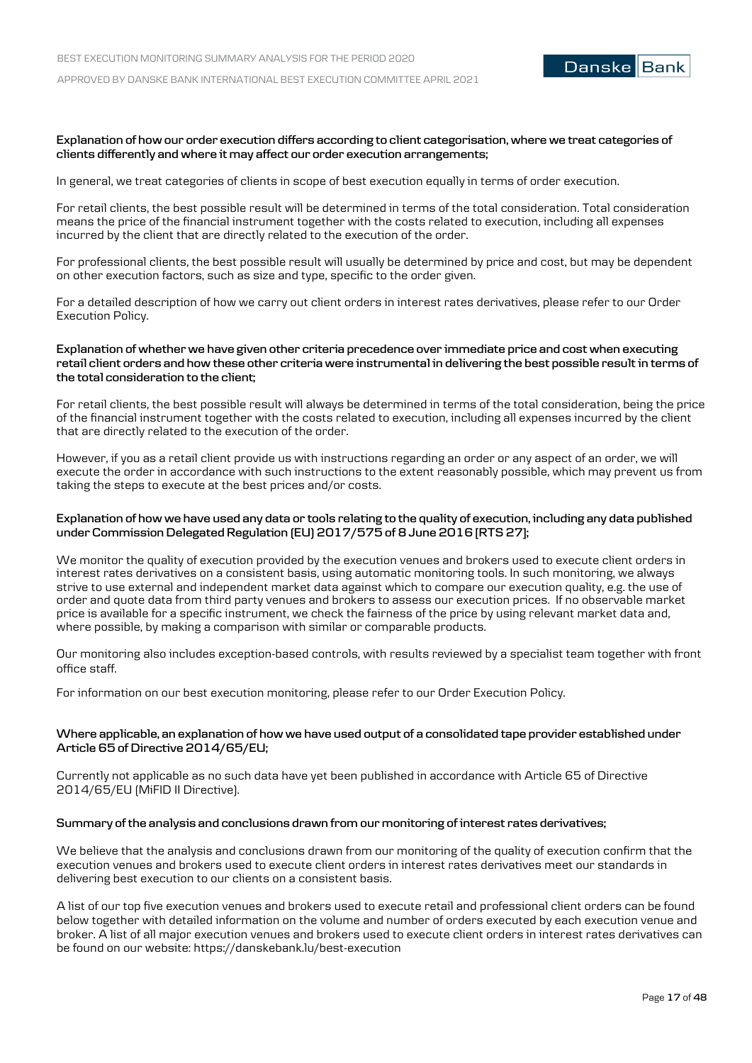**Explanation of how our order execution differs according to client categorisation, where we treat categories of clients differently and where it may affect our order execution arrangements;**

In general, we treat categories of clients in scope of best execution equally in terms of order execution.

For retail clients, the best possible result will be determined in terms of the total consideration. Total consideration means the price of the financial instrument together with the costs related to execution, including all expenses incurred by the client that are directly related to the execution of the order.

For professional clients, the best possible result will usually be determined by price and cost, but may be dependent on other execution factors, such as size and type, specific to the order given.

For a detailed description of how we carry out client orders in interest rates derivatives, please refer to our Order Execution Policy.

**Explanation of whether we have given other criteria precedence over immediate price and cost when executing retail client orders and how these other criteria were instrumental in delivering the best possible result in terms of the total consideration to the client;**

For retail clients, the best possible result will always be determined in terms of the total consideration, being the price of the financial instrument together with the costs related to execution, including all expenses incurred by the client that are directly related to the execution of the order.

However, if you as a retail client provide us with instructions regarding an order or any aspect of an order, we will execute the order in accordance with such instructions to the extent reasonably possible, which may prevent us from taking the steps to execute at the best prices and/or costs.

**Explanation of how we have used any data or tools relating to the quality of execution, including any data published under Commission Delegated Regulation (EU) 2017/575 of 8 June 2016 (RTS 27);**

We monitor the quality of execution provided by the execution venues and brokers used to execute client orders in interest rates derivatives on a consistent basis, using automatic monitoring tools. In such monitoring, we always strive to use external and independent market data against which to compare our execution quality, e.g. the use of order and quote data from third party venues and brokers to assess our execution prices. If no observable market price is available for a specific instrument, we check the fairness of the price by using relevant market data and, where possible, by making a comparison with similar or comparable products.

Our monitoring also includes exception-based controls, with results reviewed by a specialist team together with front office staff.

For information on our best execution monitoring, please refer to our Order Execution Policy.

**Where applicable, an explanation of how we have used output of a consolidated tape provider established under Article 65 of Directive 2014/65/EU;**

Currently not applicable as no such data have yet been published in accordance with Article 65 of Directive 2014/65/EU (MiFID II Directive).

**Summary of the analysis and conclusions drawn from our monitoring of interest rates derivatives;**

We believe that the analysis and conclusions drawn from our monitoring of the quality of execution confirm that the execution venues and brokers used to execute client orders in interest rates derivatives meet our standards in delivering best execution to our clients on a consistent basis.

A list of our top five execution venues and brokers used to execute retail and professional client orders can be found below together with detailed information on the volume and number of orders executed by each execution venue and broker. A list of all major execution venues and brokers used to execute client orders in interest rates derivatives can be found on our website: https://danskebank.lu/best-execution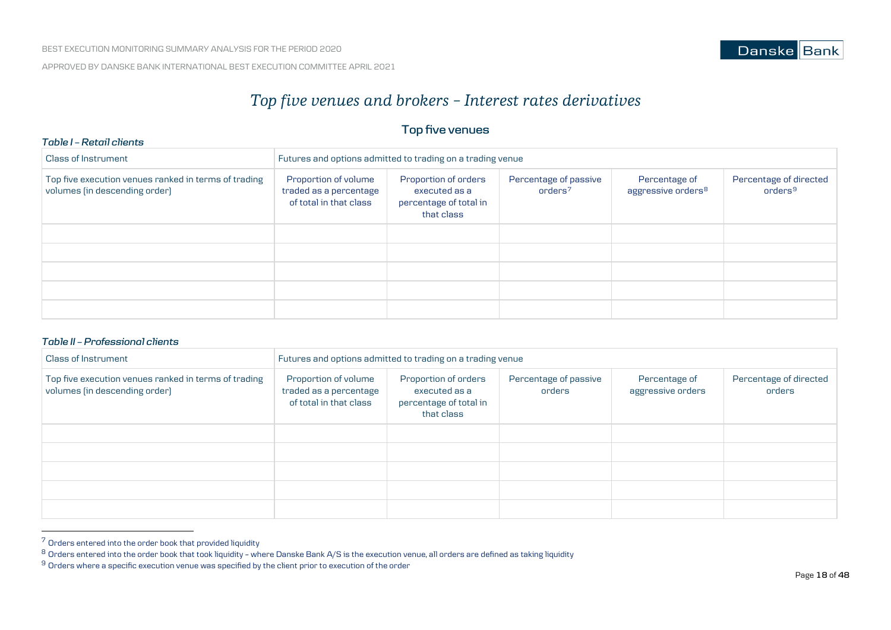# Top five venues and brokers – Interest rates derivatives

## Top five venues

*Table I – Retail clients*

| Class of Instrument | Futures and options admitted to trading on a trading venue | | | | |
|---|---|---|---|---|---|
| Top five execution venues ranked in terms of trading volumes (in descending order) | Proportion of volume traded as a percentage of total in that class | Proportion of orders executed as a percentage of total in that class | Percentage of passive orders[7] | Percentage of aggressive orders[8] | Percentage of directed orders[9] |
| | | | | | |
| | | | | | |
| | | | | | |
| | | | | | |
| | | | | | |

*Table II – Professional clients*

| Class of Instrument | Futures and options admitted to trading on a trading venue | | | | |
|---|---|---|---|---|---|
| Top five execution venues ranked in terms of trading volumes (in descending order) | Proportion of volume traded as a percentage of total in that class | Proportion of orders executed as a percentage of total in that class | Percentage of passive orders | Percentage of aggressive orders | Percentage of directed orders |
| | | | | | |
| | | | | | |
| | | | | | |
| | | | | | |
| | | | | | |

[7] Orders entered into the order book that provided liquidity

[8] Orders entered into the order book that took liquidity – where Danske Bank A/S is the execution venue, all orders are defined as taking liquidity

[9] Orders where a specific execution venue was specified by the client prior to execution of the order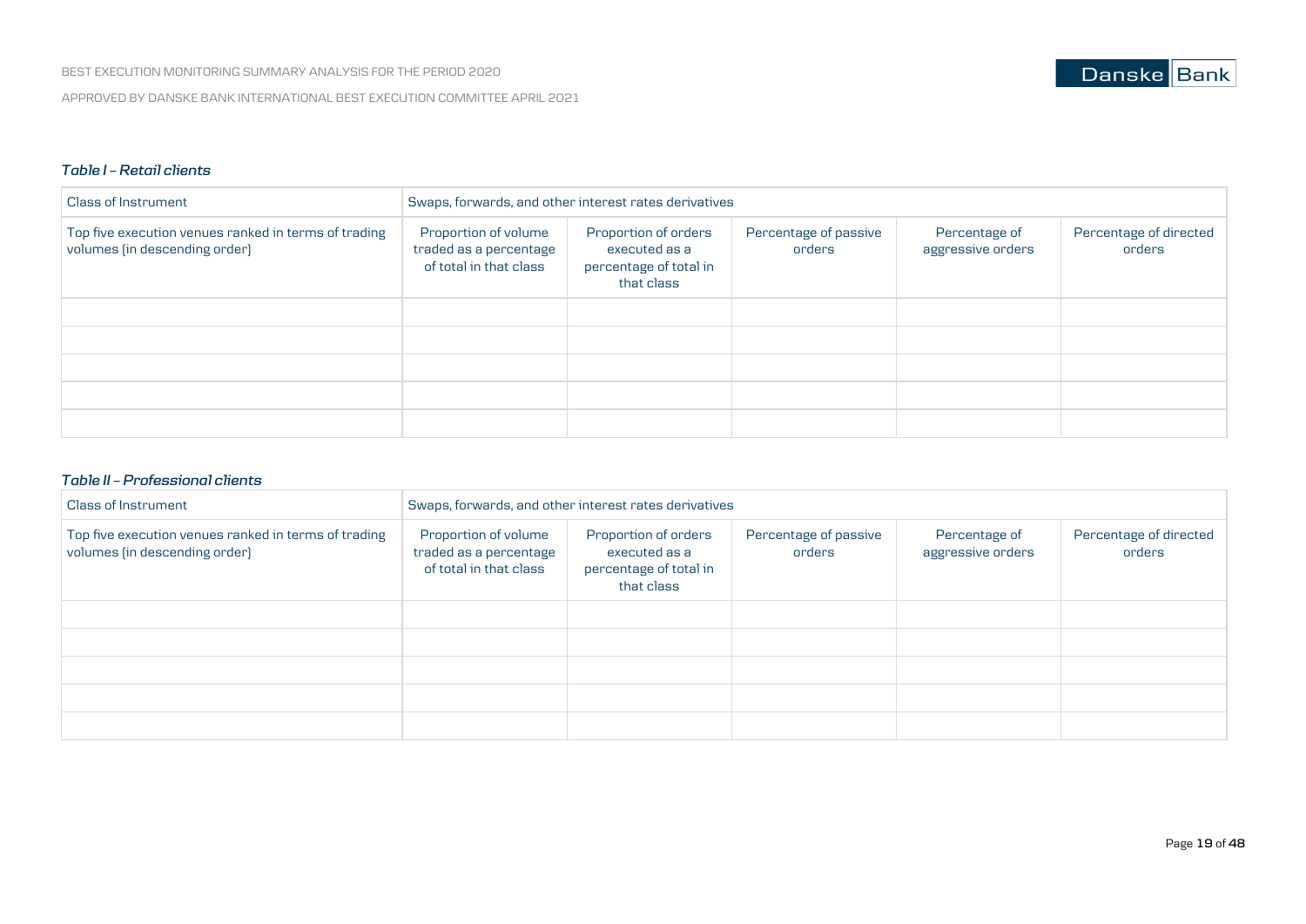*Table I – Retail clients*

| Class of Instrument | Swaps, forwards, and other interest rates derivatives | | | | |
|---|---|---|---|---|---|
| Top five execution venues ranked in terms of trading volumes (in descending order) | Proportion of volume traded as a percentage of total in that class | Proportion of orders executed as a percentage of total in that class | Percentage of passive orders | Percentage of aggressive orders | Percentage of directed orders |
| | | | | | |
| | | | | | |
| | | | | | |
| | | | | | |
| | | | | | |

*Table II – Professional clients*

| Class of Instrument | Swaps, forwards, and other interest rates derivatives | | | | |
|---|---|---|---|---|---|
| Top five execution venues ranked in terms of trading volumes (in descending order) | Proportion of volume traded as a percentage of total in that class | Proportion of orders executed as a percentage of total in that class | Percentage of passive orders | Percentage of aggressive orders | Percentage of directed orders |
| | | | | | |
| | | | | | |
| | | | | | |
| | | | | | |
| | | | | | |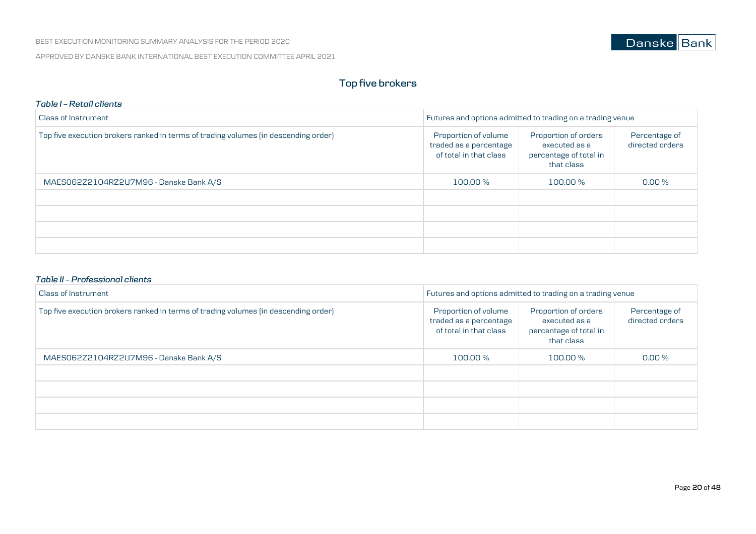## Top five brokers

*Table I – Retail clients*

| Class of Instrument | Futures and options admitted to trading on a trading venue | | |
|---|---|---|---|
| Top five execution brokers ranked in terms of trading volumes (in descending order) | Proportion of volume traded as a percentage of total in that class | Proportion of orders executed as a percentage of total in that class | Percentage of directed orders |
| MAES062Z2104RZ2U7M96 - Danske Bank A/S | 100.00 % | 100.00 % | 0.00 % |
| | | | |
| | | | |
| | | | |
| | | | |

*Table II – Professional clients*

| Class of Instrument | Futures and options admitted to trading on a trading venue | | |
|---|---|---|---|
| Top five execution brokers ranked in terms of trading volumes (in descending order) | Proportion of volume traded as a percentage of total in that class | Proportion of orders executed as a percentage of total in that class | Percentage of directed orders |
| MAES062Z2104RZ2U7M96 - Danske Bank A/S | 100.00 % | 100.00 % | 0.00 % |
| | | | |
| | | | |
| | | | |
| | | | |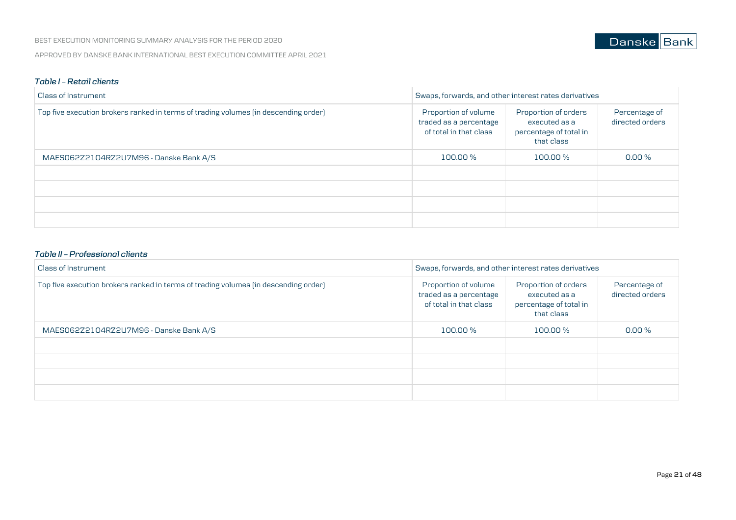### *Table I – Retail clients*

| Class of Instrument | Swaps, forwards, and other interest rates derivatives | | |
|---|---|---|---|
| Top five execution brokers ranked in terms of trading volumes (in descending order) | Proportion of volume traded as a percentage of total in that class | Proportion of orders executed as a percentage of total in that class | Percentage of directed orders |
| MAES062Z21O4RZ2U7M96 - Danske Bank A/S | 100.00 % | 100.00 % | 0.00 % |
| | | | |
| | | | |
| | | | |
| | | | |

### *Table II – Professional clients*

| Class of Instrument | Swaps, forwards, and other interest rates derivatives | | |
|---|---|---|---|
| Top five execution brokers ranked in terms of trading volumes (in descending order) | Proportion of volume traded as a percentage of total in that class | Proportion of orders executed as a percentage of total in that class | Percentage of directed orders |
| MAES062Z21O4RZ2U7M96 - Danske Bank A/S | 100.00 % | 100.00 % | 0.00 % |
| | | | |
| | | | |
| | | | |
| | | | |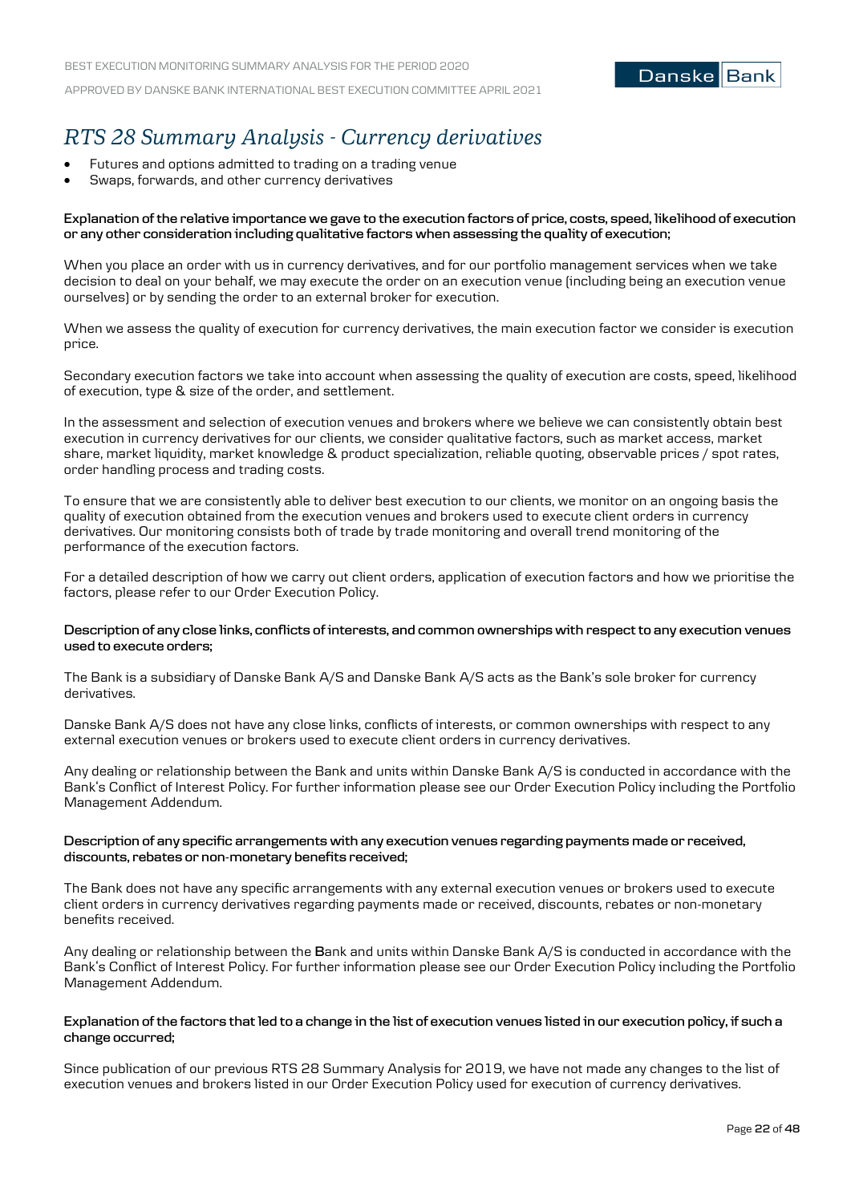# *RTS 28 Summary Analysis - Currency derivatives*

- Futures and options admitted to trading on a trading venue
- Swaps, forwards, and other currency derivatives

**Explanation of the relative importance we gave to the execution factors of price, costs, speed, likelihood of execution or any other consideration including qualitative factors when assessing the quality of execution;**

When you place an order with us in currency derivatives, and for our portfolio management services when we take decision to deal on your behalf, we may execute the order on an execution venue (including being an execution venue ourselves) or by sending the order to an external broker for execution.

When we assess the quality of execution for currency derivatives, the main execution factor we consider is execution price.

Secondary execution factors we take into account when assessing the quality of execution are costs, speed, likelihood of execution, type & size of the order, and settlement.

In the assessment and selection of execution venues and brokers where we believe we can consistently obtain best execution in currency derivatives for our clients, we consider qualitative factors, such as market access, market share, market liquidity, market knowledge & product specialization, reliable quoting, observable prices / spot rates, order handling process and trading costs.

To ensure that we are consistently able to deliver best execution to our clients, we monitor on an ongoing basis the quality of execution obtained from the execution venues and brokers used to execute client orders in currency derivatives. Our monitoring consists both of trade by trade monitoring and overall trend monitoring of the performance of the execution factors.

For a detailed description of how we carry out client orders, application of execution factors and how we prioritise the factors, please refer to our Order Execution Policy.

**Description of any close links, conflicts of interests, and common ownerships with respect to any execution venues used to execute orders;**

The Bank is a subsidiary of Danske Bank A/S and Danske Bank A/S acts as the Bank's sole broker for currency derivatives.

Danske Bank A/S does not have any close links, conflicts of interests, or common ownerships with respect to any external execution venues or brokers used to execute client orders in currency derivatives.

Any dealing or relationship between the Bank and units within Danske Bank A/S is conducted in accordance with the Bank's Conflict of Interest Policy. For further information please see our Order Execution Policy including the Portfolio Management Addendum.

**Description of any specific arrangements with any execution venues regarding payments made or received, discounts, rebates or non-monetary benefits received;**

The Bank does not have any specific arrangements with any external execution venues or brokers used to execute client orders in currency derivatives regarding payments made or received, discounts, rebates or non-monetary benefits received.

Any dealing or relationship between the Bank and units within Danske Bank A/S is conducted in accordance with the Bank's Conflict of Interest Policy. For further information please see our Order Execution Policy including the Portfolio Management Addendum.

**Explanation of the factors that led to a change in the list of execution venues listed in our execution policy, if such a change occurred;**

Since publication of our previous RTS 28 Summary Analysis for 2019, we have not made any changes to the list of execution venues and brokers listed in our Order Execution Policy used for execution of currency derivatives.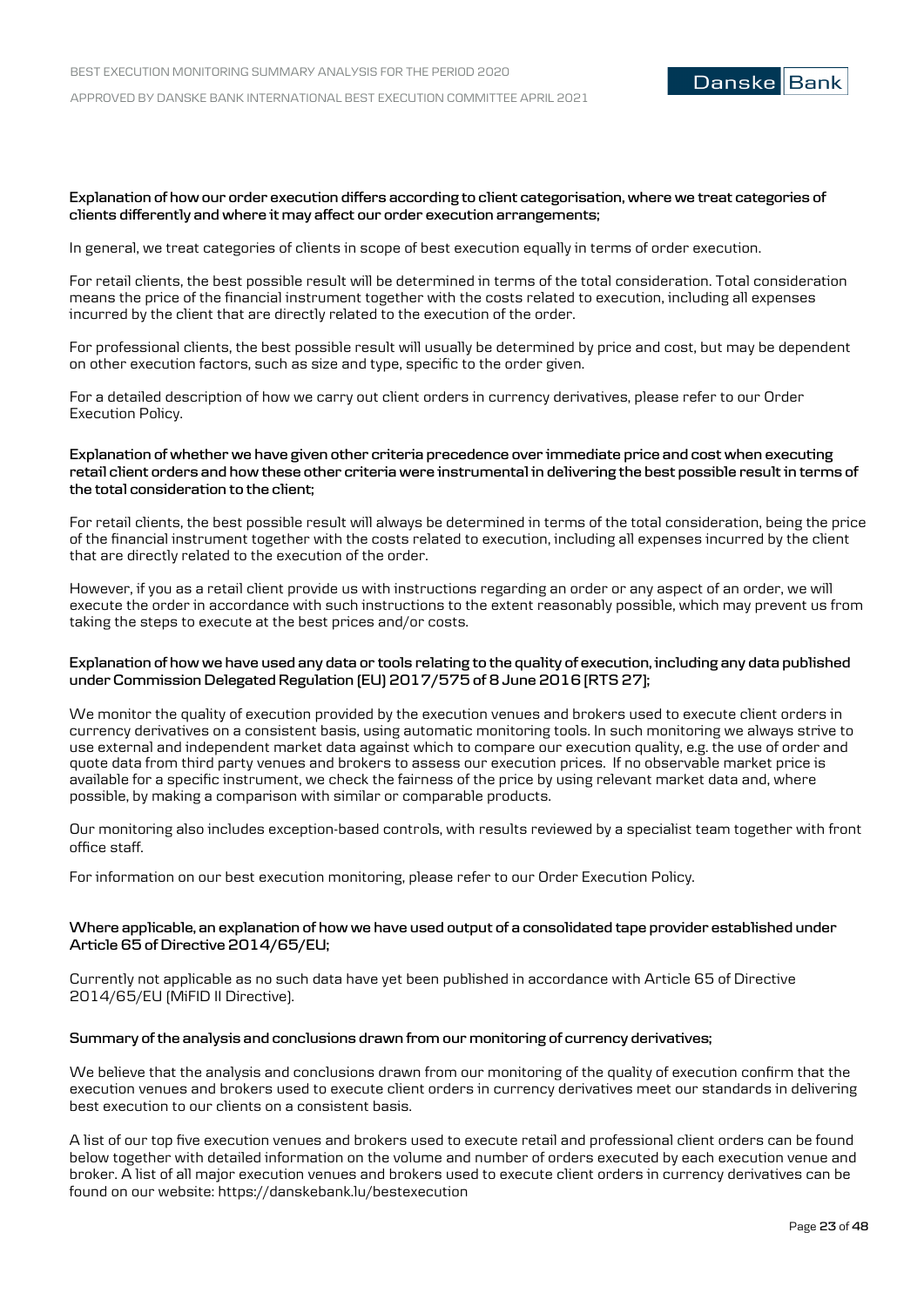**Explanation of how our order execution differs according to client categorisation, where we treat categories of clients differently and where it may affect our order execution arrangements;**

In general, we treat categories of clients in scope of best execution equally in terms of order execution.

For retail clients, the best possible result will be determined in terms of the total consideration. Total consideration means the price of the financial instrument together with the costs related to execution, including all expenses incurred by the client that are directly related to the execution of the order.

For professional clients, the best possible result will usually be determined by price and cost, but may be dependent on other execution factors, such as size and type, specific to the order given.

For a detailed description of how we carry out client orders in currency derivatives, please refer to our Order Execution Policy.

**Explanation of whether we have given other criteria precedence over immediate price and cost when executing retail client orders and how these other criteria were instrumental in delivering the best possible result in terms of the total consideration to the client;**

For retail clients, the best possible result will always be determined in terms of the total consideration, being the price of the financial instrument together with the costs related to execution, including all expenses incurred by the client that are directly related to the execution of the order.

However, if you as a retail client provide us with instructions regarding an order or any aspect of an order, we will execute the order in accordance with such instructions to the extent reasonably possible, which may prevent us from taking the steps to execute at the best prices and/or costs.

**Explanation of how we have used any data or tools relating to the quality of execution, including any data published under Commission Delegated Regulation (EU) 2017/575 of 8 June 2016 (RTS 27);**

We monitor the quality of execution provided by the execution venues and brokers used to execute client orders in currency derivatives on a consistent basis, using automatic monitoring tools. In such monitoring we always strive to use external and independent market data against which to compare our execution quality, e.g. the use of order and quote data from third party venues and brokers to assess our execution prices. If no observable market price is available for a specific instrument, we check the fairness of the price by using relevant market data and, where possible, by making a comparison with similar or comparable products.

Our monitoring also includes exception-based controls, with results reviewed by a specialist team together with front office staff.

For information on our best execution monitoring, please refer to our Order Execution Policy.

**Where applicable, an explanation of how we have used output of a consolidated tape provider established under Article 65 of Directive 2014/65/EU;**

Currently not applicable as no such data have yet been published in accordance with Article 65 of Directive 2014/65/EU (MiFID II Directive).

**Summary of the analysis and conclusions drawn from our monitoring of currency derivatives;**

We believe that the analysis and conclusions drawn from our monitoring of the quality of execution confirm that the execution venues and brokers used to execute client orders in currency derivatives meet our standards in delivering best execution to our clients on a consistent basis.

A list of our top five execution venues and brokers used to execute retail and professional client orders can be found below together with detailed information on the volume and number of orders executed by each execution venue and broker. A list of all major execution venues and brokers used to execute client orders in currency derivatives can be found on our website: https://danskebank.lu/bestexecution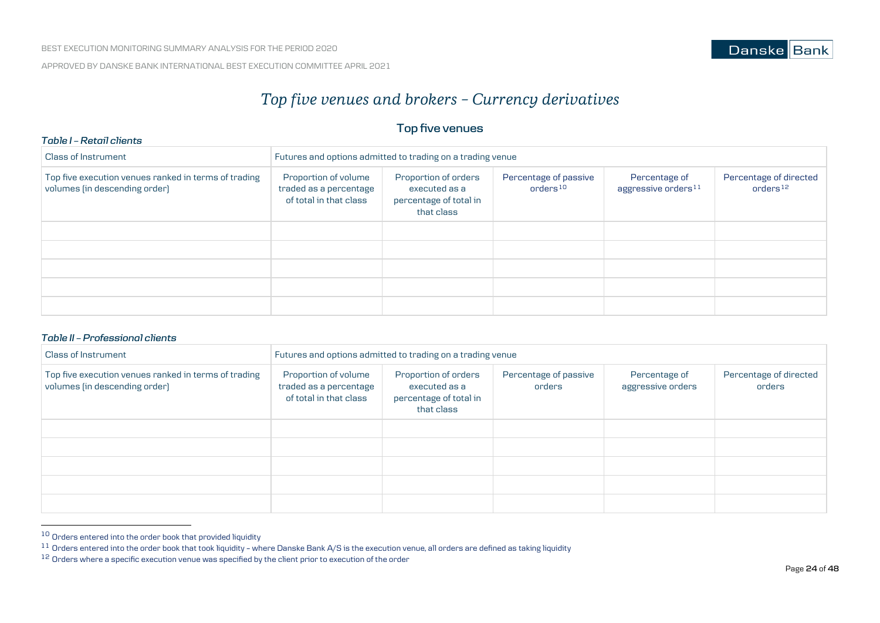# Top five venues and brokers – Currency derivatives

## Top five venues

*Table I – Retail clients*

| Class of Instrument | Futures and options admitted to trading on a trading venue | | | | |
|---|---|---|---|---|---|
| Top five execution venues ranked in terms of trading volumes (in descending order) | Proportion of volume traded as a percentage of total in that class | Proportion of orders executed as a percentage of total in that class | Percentage of passive orders[10] | Percentage of aggressive orders[11] | Percentage of directed orders[12] |
| | | | | | |
| | | | | | |
| | | | | | |
| | | | | | |
| | | | | | |

*Table II – Professional clients*

| Class of Instrument | Futures and options admitted to trading on a trading venue | | | | |
|---|---|---|---|---|---|
| Top five execution venues ranked in terms of trading volumes (in descending order) | Proportion of volume traded as a percentage of total in that class | Proportion of orders executed as a percentage of total in that class | Percentage of passive orders | Percentage of aggressive orders | Percentage of directed orders |
| | | | | | |
| | | | | | |
| | | | | | |
| | | | | | |
| | | | | | |

[10] Orders entered into the order book that provided liquidity

[11] Orders entered into the order book that took liquidity – where Danske Bank A/S is the execution venue, all orders are defined as taking liquidity

[12] Orders where a specific execution venue was specified by the client prior to execution of the order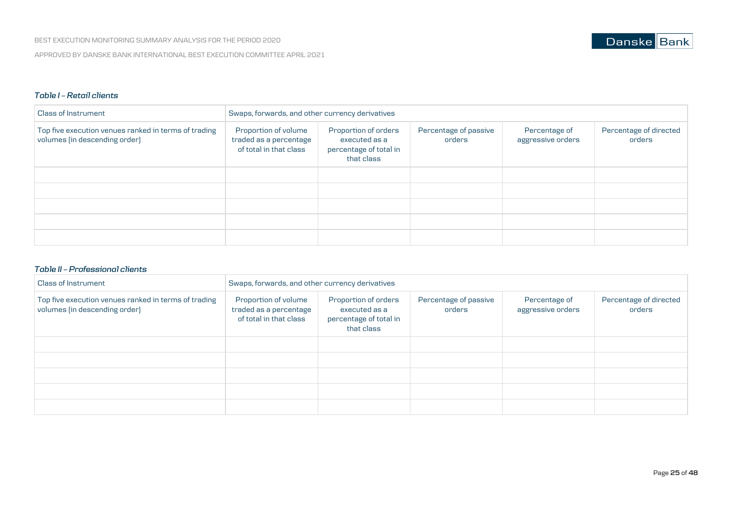*Table I – Retail clients*

| Class of Instrument | Swaps, forwards, and other currency derivatives | | | | |
|---|---|---|---|---|---|
| Top five execution venues ranked in terms of trading volumes (in descending order) | Proportion of volume traded as a percentage of total in that class | Proportion of orders executed as a percentage of total in that class | Percentage of passive orders | Percentage of aggressive orders | Percentage of directed orders |
| | | | | | |
| | | | | | |
| | | | | | |
| | | | | | |
| | | | | | |

*Table II – Professional clients*

| Class of Instrument | Swaps, forwards, and other currency derivatives | | | | |
|---|---|---|---|---|---|
| Top five execution venues ranked in terms of trading volumes (in descending order) | Proportion of volume traded as a percentage of total in that class | Proportion of orders executed as a percentage of total in that class | Percentage of passive orders | Percentage of aggressive orders | Percentage of directed orders |
| | | | | | |
| | | | | | |
| | | | | | |
| | | | | | |
| | | | | | |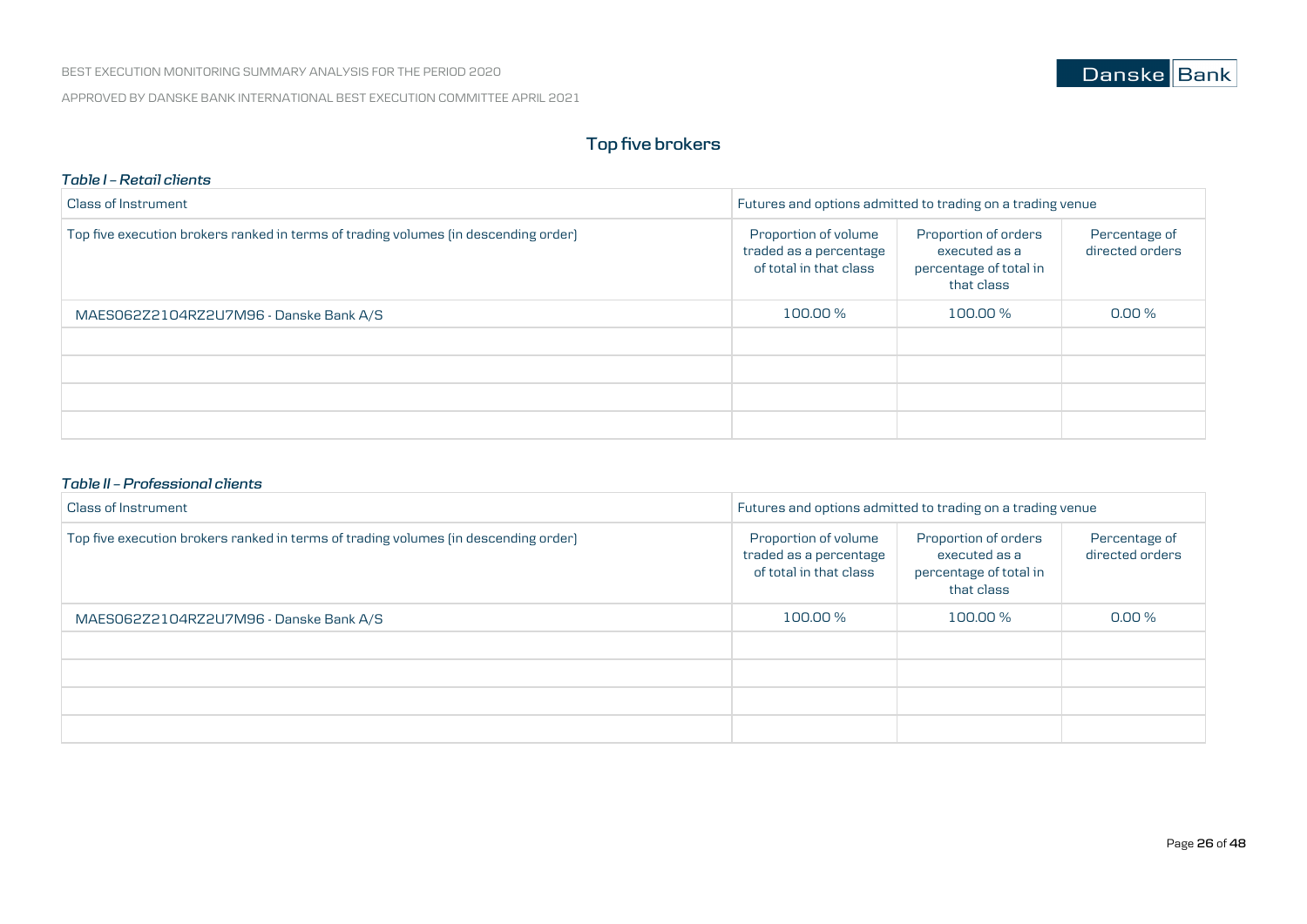## Top five brokers

*Table I – Retail clients*

| Class of Instrument | Futures and options admitted to trading on a trading venue | | |
|---|---|---|---|
| Top five execution brokers ranked in terms of trading volumes (in descending order) | Proportion of volume traded as a percentage of total in that class | Proportion of orders executed as a percentage of total in that class | Percentage of directed orders |
| MAES062Z2104RZ2U7M96 - Danske Bank A/S | 100.00 % | 100.00 % | 0.00 % |
| | | | |
| | | | |
| | | | |
| | | | |

*Table II – Professional clients*

| Class of Instrument | Futures and options admitted to trading on a trading venue | | |
|---|---|---|---|
| Top five execution brokers ranked in terms of trading volumes (in descending order) | Proportion of volume traded as a percentage of total in that class | Proportion of orders executed as a percentage of total in that class | Percentage of directed orders |
| MAES062Z2104RZ2U7M96 - Danske Bank A/S | 100.00 % | 100.00 % | 0.00 % |
| | | | |
| | | | |
| | | | |
| | | | |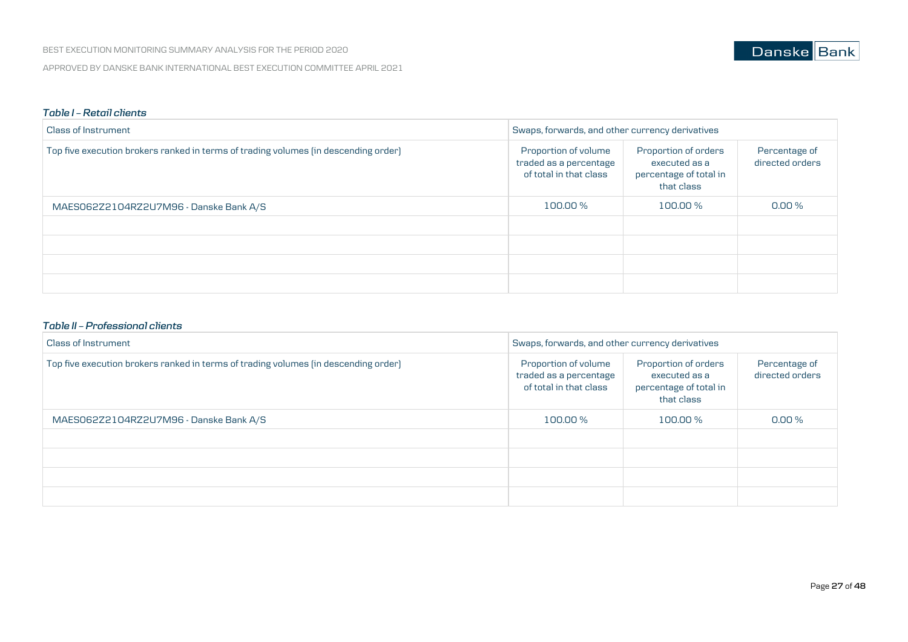*Table I – Retail clients*

| Class of Instrument | Swaps, forwards, and other currency derivatives | | |
|---|---|---|---|
| Top five execution brokers ranked in terms of trading volumes (in descending order) | Proportion of volume traded as a percentage of total in that class | Proportion of orders executed as a percentage of total in that class | Percentage of directed orders |
| MAES062Z21O4RZ2U7M96 - Danske Bank A/S | 100.00 % | 100.00 % | 0.00 % |
| | | | |
| | | | |
| | | | |
| | | | |

*Table II – Professional clients*

| Class of Instrument | Swaps, forwards, and other currency derivatives | | |
|---|---|---|---|
| Top five execution brokers ranked in terms of trading volumes (in descending order) | Proportion of volume traded as a percentage of total in that class | Proportion of orders executed as a percentage of total in that class | Percentage of directed orders |
| MAES062Z21O4RZ2U7M96 - Danske Bank A/S | 100.00 % | 100.00 % | 0.00 % |
| | | | |
| | | | |
| | | | |
| | | | |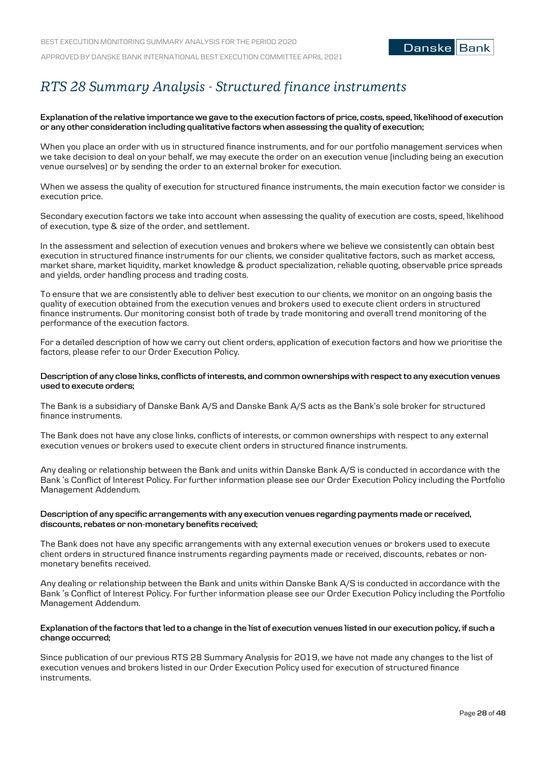# *RTS 28 Summary Analysis - Structured finance instruments*

**Explanation of the relative importance we gave to the execution factors of price, costs, speed, likelihood of execution or any other consideration including qualitative factors when assessing the quality of execution;**

When you place an order with us in structured finance instruments, and for our portfolio management services when we take decision to deal on your behalf, we may execute the order on an execution venue (including being an execution venue ourselves) or by sending the order to an external broker for execution.

When we assess the quality of execution for structured finance instruments, the main execution factor we consider is execution price.

Secondary execution factors we take into account when assessing the quality of execution are costs, speed, likelihood of execution, type & size of the order, and settlement.

In the assessment and selection of execution venues and brokers where we believe we consistently can obtain best execution in structured finance instruments for our clients, we consider qualitative factors, such as market access, market share, market liquidity, market knowledge & product specialization, reliable quoting, observable price spreads and yields, order handling process and trading costs.

To ensure that we are consistently able to deliver best execution to our clients, we monitor on an ongoing basis the quality of execution obtained from the execution venues and brokers used to execute client orders in structured finance instruments. Our monitoring consist both of trade by trade monitoring and overall trend monitoring of the performance of the execution factors.

For a detailed description of how we carry out client orders, application of execution factors and how we prioritise the factors, please refer to our Order Execution Policy.

**Description of any close links, conflicts of interests, and common ownerships with respect to any execution venues used to execute orders;**

The Bank is a subsidiary of Danske Bank A/S and Danske Bank A/S acts as the Bank's sole broker for structured finance instruments.

The Bank does not have any close links, conflicts of interests, or common ownerships with respect to any external execution venues or brokers used to execute client orders in structured finance instruments.

Any dealing or relationship between the Bank and units within Danske Bank A/S is conducted in accordance with the Bank 's Conflict of Interest Policy. For further information please see our Order Execution Policy including the Portfolio Management Addendum.

**Description of any specific arrangements with any execution venues regarding payments made or received, discounts, rebates or non-monetary benefits received;**

The Bank does not have any specific arrangements with any external execution venues or brokers used to execute client orders in structured finance instruments regarding payments made or received, discounts, rebates or non-monetary benefits received.

Any dealing or relationship between the Bank and units within Danske Bank A/S is conducted in accordance with the Bank 's Conflict of Interest Policy. For further information please see our Order Execution Policy including the Portfolio Management Addendum.

**Explanation of the factors that led to a change in the list of execution venues listed in our execution policy, if such a change occurred;**

Since publication of our previous RTS 28 Summary Analysis for 2019, we have not made any changes to the list of execution venues and brokers listed in our Order Execution Policy used for execution of structured finance instruments.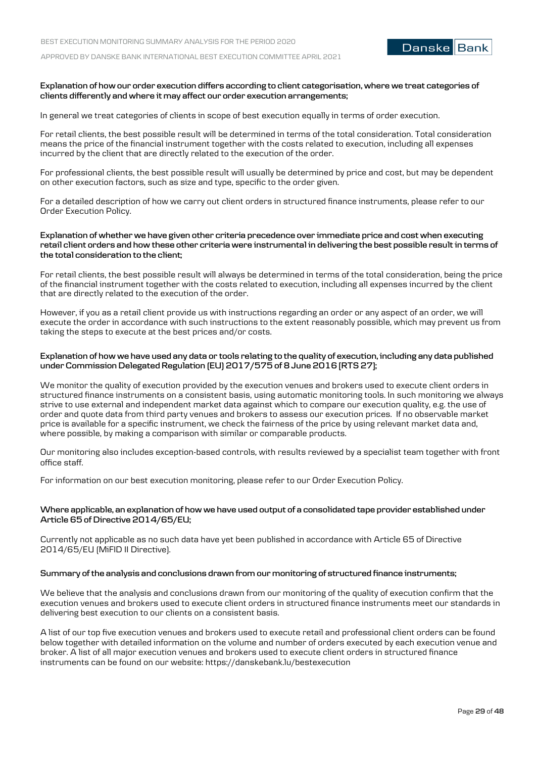**Explanation of how our order execution differs according to client categorisation, where we treat categories of clients differently and where it may affect our order execution arrangements;**

In general we treat categories of clients in scope of best execution equally in terms of order execution.

For retail clients, the best possible result will be determined in terms of the total consideration. Total consideration means the price of the financial instrument together with the costs related to execution, including all expenses incurred by the client that are directly related to the execution of the order.

For professional clients, the best possible result will usually be determined by price and cost, but may be dependent on other execution factors, such as size and type, specific to the order given.

For a detailed description of how we carry out client orders in structured finance instruments, please refer to our Order Execution Policy.

**Explanation of whether we have given other criteria precedence over immediate price and cost when executing retail client orders and how these other criteria were instrumental in delivering the best possible result in terms of the total consideration to the client;**

For retail clients, the best possible result will always be determined in terms of the total consideration, being the price of the financial instrument together with the costs related to execution, including all expenses incurred by the client that are directly related to the execution of the order.

However, if you as a retail client provide us with instructions regarding an order or any aspect of an order, we will execute the order in accordance with such instructions to the extent reasonably possible, which may prevent us from taking the steps to execute at the best prices and/or costs.

**Explanation of how we have used any data or tools relating to the quality of execution, including any data published under Commission Delegated Regulation (EU) 2017/575 of 8 June 2016 (RTS 27);**

We monitor the quality of execution provided by the execution venues and brokers used to execute client orders in structured finance instruments on a consistent basis, using automatic monitoring tools. In such monitoring we always strive to use external and independent market data against which to compare our execution quality, e.g. the use of order and quote data from third party venues and brokers to assess our execution prices. If no observable market price is available for a specific instrument, we check the fairness of the price by using relevant market data and, where possible, by making a comparison with similar or comparable products.

Our monitoring also includes exception-based controls, with results reviewed by a specialist team together with front office staff.

For information on our best execution monitoring, please refer to our Order Execution Policy.

**Where applicable, an explanation of how we have used output of a consolidated tape provider established under Article 65 of Directive 2014/65/EU;**

Currently not applicable as no such data have yet been published in accordance with Article 65 of Directive 2014/65/EU (MiFID II Directive).

**Summary of the analysis and conclusions drawn from our monitoring of structured finance instruments;**

We believe that the analysis and conclusions drawn from our monitoring of the quality of execution confirm that the execution venues and brokers used to execute client orders in structured finance instruments meet our standards in delivering best execution to our clients on a consistent basis.

A list of our top five execution venues and brokers used to execute retail and professional client orders can be found below together with detailed information on the volume and number of orders executed by each execution venue and broker. A list of all major execution venues and brokers used to execute client orders in structured finance instruments can be found on our website: https://danskebank.lu/bestexecution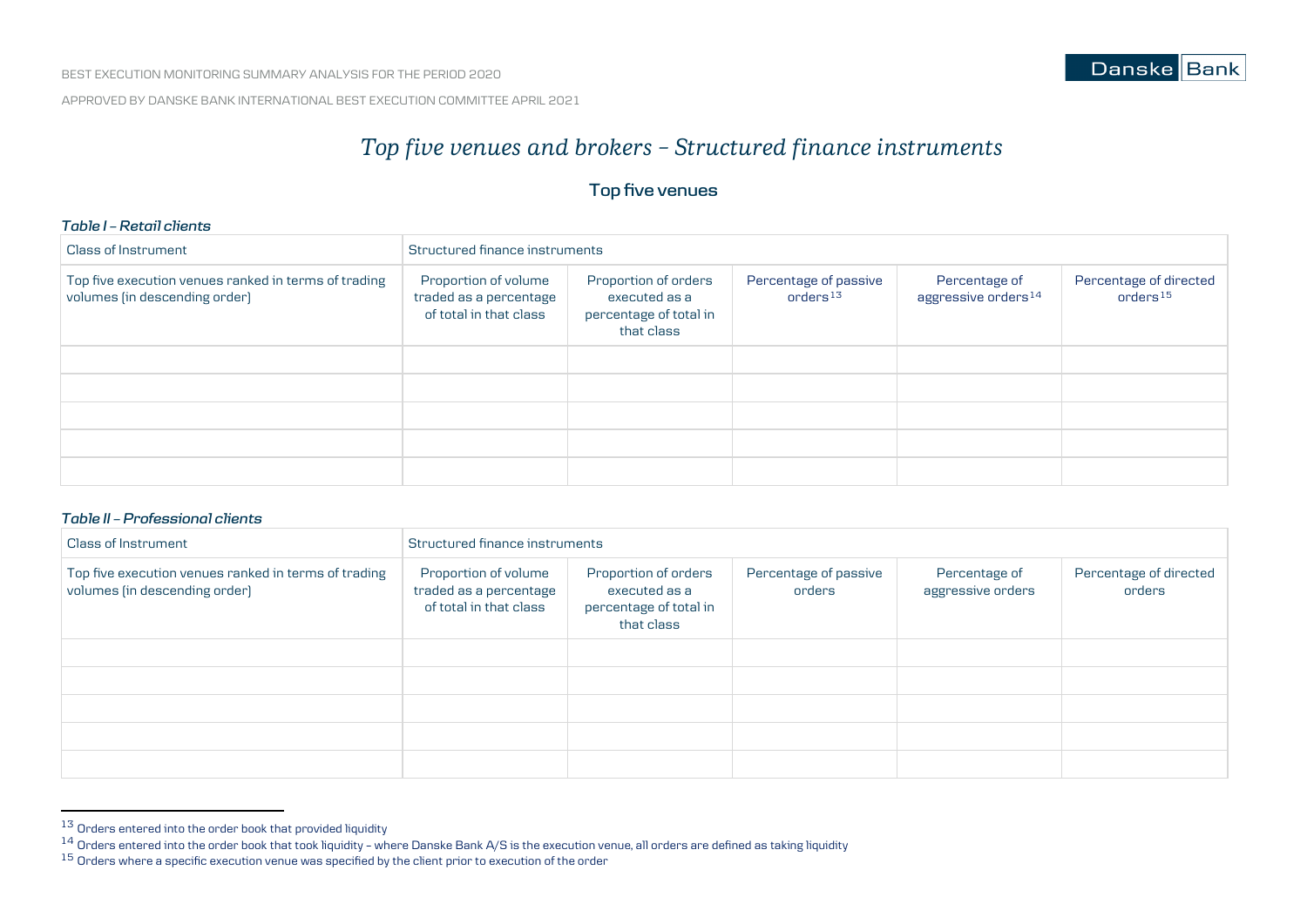# Top five venues and brokers – Structured finance instruments

## Top five venues

***Table I – Retail clients***

| Class of Instrument | Structured finance instruments | | | | |
|---|---|---|---|---|---|
| Top five execution venues ranked in terms of trading volumes (in descending order) | Proportion of volume traded as a percentage of total in that class | Proportion of orders executed as a percentage of total in that class | Percentage of passive orders[13] | Percentage of aggressive orders[14] | Percentage of directed orders[15] |
| | | | | | |
| | | | | | |
| | | | | | |
| | | | | | |
| | | | | | |

***Table II – Professional clients***

| Class of Instrument | Structured finance instruments | | | | |
|---|---|---|---|---|---|
| Top five execution venues ranked in terms of trading volumes (in descending order) | Proportion of volume traded as a percentage of total in that class | Proportion of orders executed as a percentage of total in that class | Percentage of passive orders | Percentage of aggressive orders | Percentage of directed orders |
| | | | | | |
| | | | | | |
| | | | | | |
| | | | | | |
| | | | | | |

[13] Orders entered into the order book that provided liquidity

[14] Orders entered into the order book that took liquidity – where Danske Bank A/S is the execution venue, all orders are defined as taking liquidity

[15] Orders where a specific execution venue was specified by the client prior to execution of the order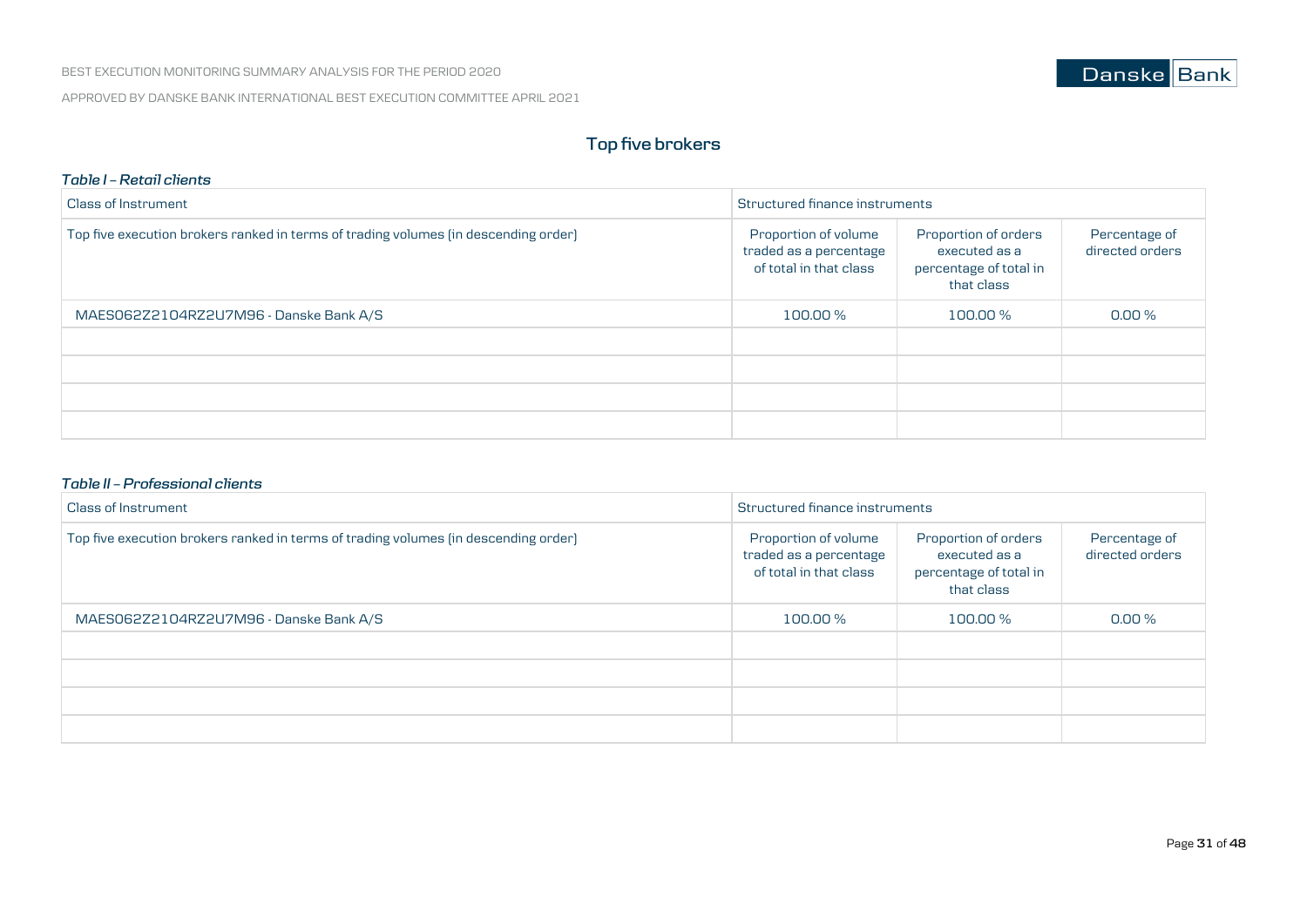## Top five brokers

***Table I – Retail clients***

| Class of Instrument | Structured finance instruments | | |
|---|---|---|---|
| Top five execution brokers ranked in terms of trading volumes (in descending order) | Proportion of volume traded as a percentage of total in that class | Proportion of orders executed as a percentage of total in that class | Percentage of directed orders |
| MAES062Z2104RZ2U7M96 - Danske Bank A/S | 100.00 % | 100.00 % | 0.00 % |
| | | | |
| | | | |
| | | | |
| | | | |

***Table II – Professional clients***

| Class of Instrument | Structured finance instruments | | |
|---|---|---|---|
| Top five execution brokers ranked in terms of trading volumes (in descending order) | Proportion of volume traded as a percentage of total in that class | Proportion of orders executed as a percentage of total in that class | Percentage of directed orders |
| MAES062Z2104RZ2U7M96 - Danske Bank A/S | 100.00 % | 100.00 % | 0.00 % |
| | | | |
| | | | |
| | | | |
| | | | |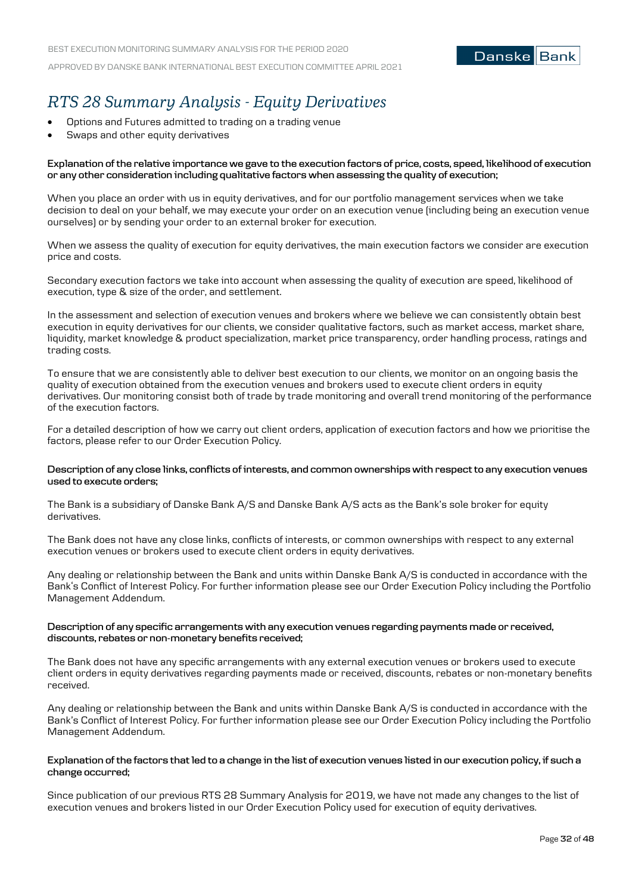# *RTS 28 Summary Analysis - Equity Derivatives*

- Options and Futures admitted to trading on a trading venue
- Swaps and other equity derivatives

**Explanation of the relative importance we gave to the execution factors of price, costs, speed, likelihood of execution or any other consideration including qualitative factors when assessing the quality of execution;**

When you place an order with us in equity derivatives, and for our portfolio management services when we take decision to deal on your behalf, we may execute your order on an execution venue (including being an execution venue ourselves) or by sending your order to an external broker for execution.

When we assess the quality of execution for equity derivatives, the main execution factors we consider are execution price and costs.

Secondary execution factors we take into account when assessing the quality of execution are speed, likelihood of execution, type & size of the order, and settlement.

In the assessment and selection of execution venues and brokers where we believe we can consistently obtain best execution in equity derivatives for our clients, we consider qualitative factors, such as market access, market share, liquidity, market knowledge & product specialization, market price transparency, order handling process, ratings and trading costs.

To ensure that we are consistently able to deliver best execution to our clients, we monitor on an ongoing basis the quality of execution obtained from the execution venues and brokers used to execute client orders in equity derivatives. Our monitoring consist both of trade by trade monitoring and overall trend monitoring of the performance of the execution factors.

For a detailed description of how we carry out client orders, application of execution factors and how we prioritise the factors, please refer to our Order Execution Policy.

**Description of any close links, conflicts of interests, and common ownerships with respect to any execution venues used to execute orders;**

The Bank is a subsidiary of Danske Bank A/S and Danske Bank A/S acts as the Bank's sole broker for equity derivatives.

The Bank does not have any close links, conflicts of interests, or common ownerships with respect to any external execution venues or brokers used to execute client orders in equity derivatives.

Any dealing or relationship between the Bank and units within Danske Bank A/S is conducted in accordance with the Bank's Conflict of Interest Policy. For further information please see our Order Execution Policy including the Portfolio Management Addendum.

**Description of any specific arrangements with any execution venues regarding payments made or received, discounts, rebates or non-monetary benefits received;**

The Bank does not have any specific arrangements with any external execution venues or brokers used to execute client orders in equity derivatives regarding payments made or received, discounts, rebates or non-monetary benefits received.

Any dealing or relationship between the Bank and units within Danske Bank A/S is conducted in accordance with the Bank's Conflict of Interest Policy. For further information please see our Order Execution Policy including the Portfolio Management Addendum.

**Explanation of the factors that led to a change in the list of execution venues listed in our execution policy, if such a change occurred;**

Since publication of our previous RTS 28 Summary Analysis for 2019, we have not made any changes to the list of execution venues and brokers listed in our Order Execution Policy used for execution of equity derivatives.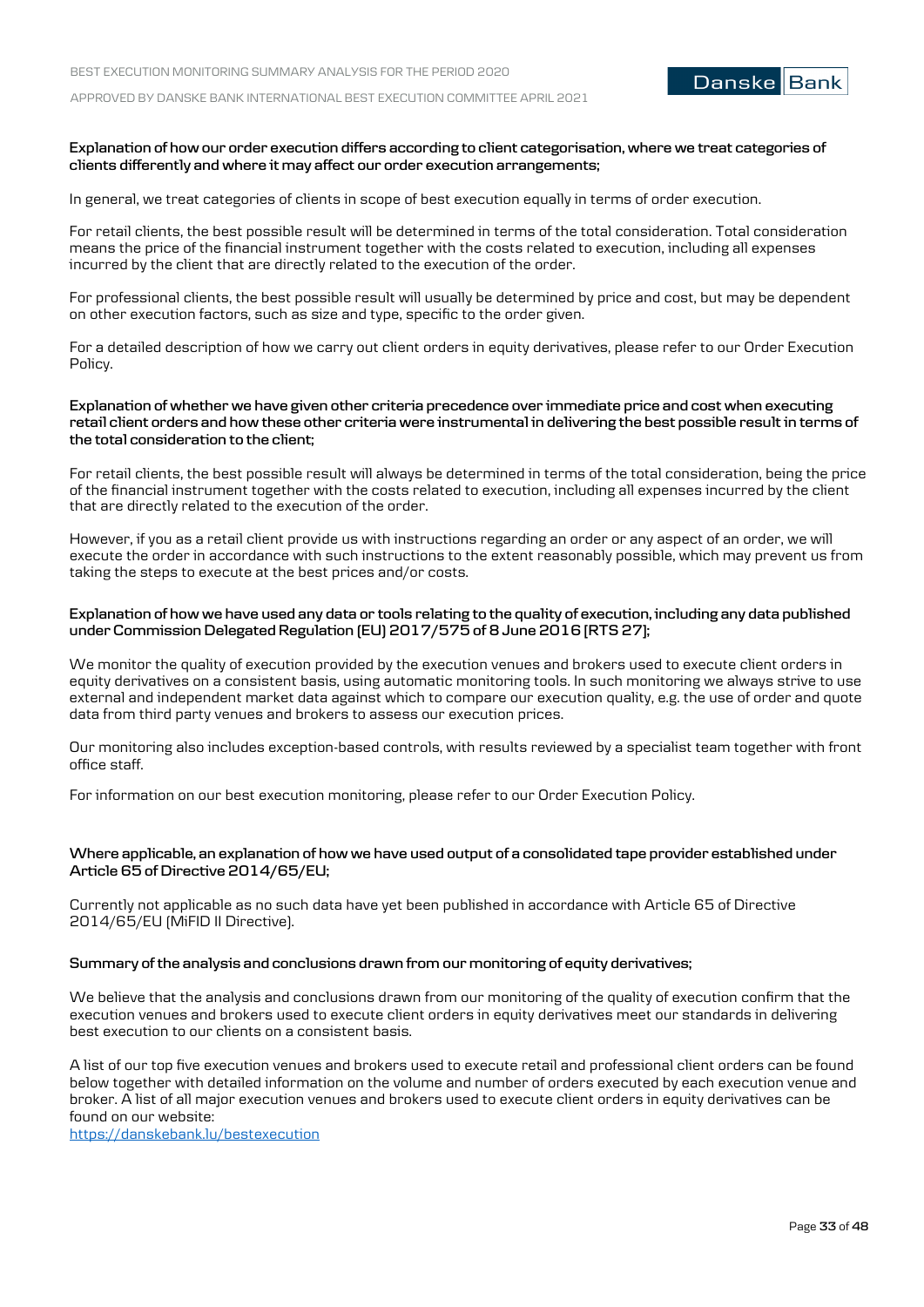**Explanation of how our order execution differs according to client categorisation, where we treat categories of clients differently and where it may affect our order execution arrangements;**

In general, we treat categories of clients in scope of best execution equally in terms of order execution.

For retail clients, the best possible result will be determined in terms of the total consideration. Total consideration means the price of the financial instrument together with the costs related to execution, including all expenses incurred by the client that are directly related to the execution of the order.

For professional clients, the best possible result will usually be determined by price and cost, but may be dependent on other execution factors, such as size and type, specific to the order given.

For a detailed description of how we carry out client orders in equity derivatives, please refer to our Order Execution Policy.

**Explanation of whether we have given other criteria precedence over immediate price and cost when executing retail client orders and how these other criteria were instrumental in delivering the best possible result in terms of the total consideration to the client;**

For retail clients, the best possible result will always be determined in terms of the total consideration, being the price of the financial instrument together with the costs related to execution, including all expenses incurred by the client that are directly related to the execution of the order.

However, if you as a retail client provide us with instructions regarding an order or any aspect of an order, we will execute the order in accordance with such instructions to the extent reasonably possible, which may prevent us from taking the steps to execute at the best prices and/or costs.

**Explanation of how we have used any data or tools relating to the quality of execution, including any data published under Commission Delegated Regulation (EU) 2017/575 of 8 June 2016 (RTS 27);**

We monitor the quality of execution provided by the execution venues and brokers used to execute client orders in equity derivatives on a consistent basis, using automatic monitoring tools. In such monitoring we always strive to use external and independent market data against which to compare our execution quality, e.g. the use of order and quote data from third party venues and brokers to assess our execution prices.

Our monitoring also includes exception-based controls, with results reviewed by a specialist team together with front office staff.

For information on our best execution monitoring, please refer to our Order Execution Policy.

**Where applicable, an explanation of how we have used output of a consolidated tape provider established under Article 65 of Directive 2014/65/EU;**

Currently not applicable as no such data have yet been published in accordance with Article 65 of Directive 2014/65/EU (MiFID II Directive).

**Summary of the analysis and conclusions drawn from our monitoring of equity derivatives;**

We believe that the analysis and conclusions drawn from our monitoring of the quality of execution confirm that the execution venues and brokers used to execute client orders in equity derivatives meet our standards in delivering best execution to our clients on a consistent basis.

A list of our top five execution venues and brokers used to execute retail and professional client orders can be found below together with detailed information on the volume and number of orders executed by each execution venue and broker. A list of all major execution venues and brokers used to execute client orders in equity derivatives can be found on our website:
https://danskebank.lu/bestexecution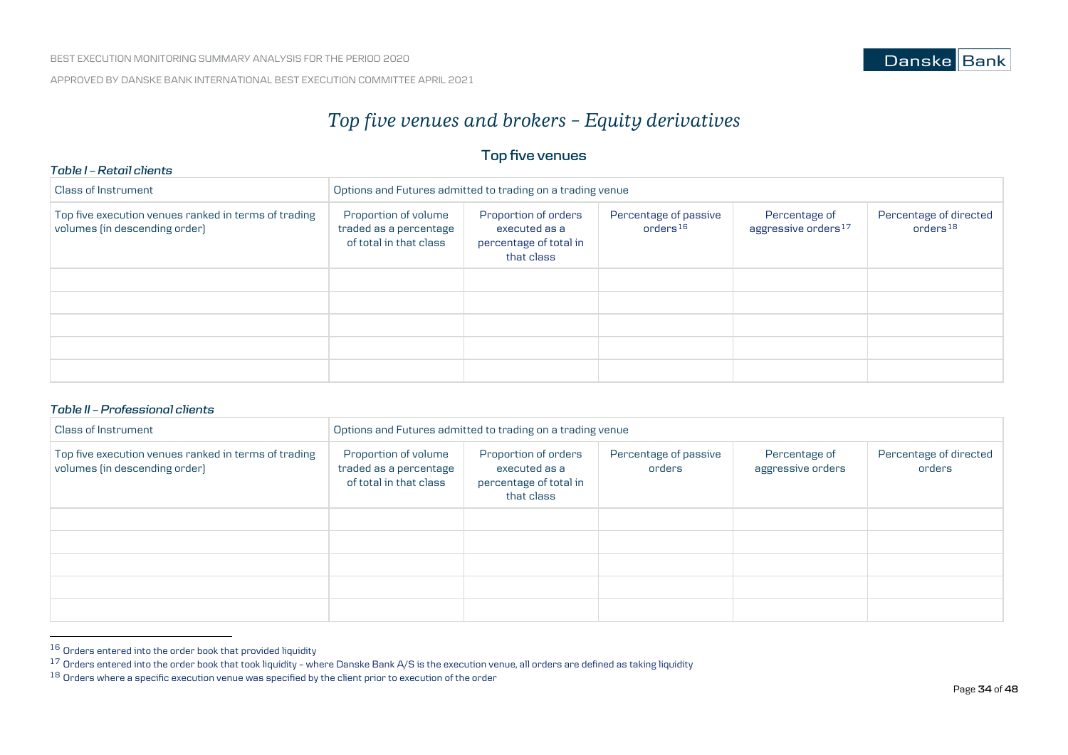# Top five venues and brokers – Equity derivatives

## Top five venues

*Table I – Retail clients*

| Class of Instrument | Options and Futures admitted to trading on a trading venue | | | | |
|---|---|---|---|---|---|
| Top five execution venues ranked in terms of trading volumes (in descending order) | Proportion of volume traded as a percentage of total in that class | Proportion of orders executed as a percentage of total in that class | Percentage of passive orders[16] | Percentage of aggressive orders[17] | Percentage of directed orders[18] |
| | | | | | |
| | | | | | |
| | | | | | |
| | | | | | |
| | | | | | |

*Table II – Professional clients*

| Class of Instrument | Options and Futures admitted to trading on a trading venue | | | | |
|---|---|---|---|---|---|
| Top five execution venues ranked in terms of trading volumes (in descending order) | Proportion of volume traded as a percentage of total in that class | Proportion of orders executed as a percentage of total in that class | Percentage of passive orders | Percentage of aggressive orders | Percentage of directed orders |
| | | | | | |
| | | | | | |
| | | | | | |
| | | | | | |
| | | | | | |

[16] Orders entered into the order book that provided liquidity

[17] Orders entered into the order book that took liquidity – where Danske Bank A/S is the execution venue, all orders are defined as taking liquidity

[18] Orders where a specific execution venue was specified by the client prior to execution of the order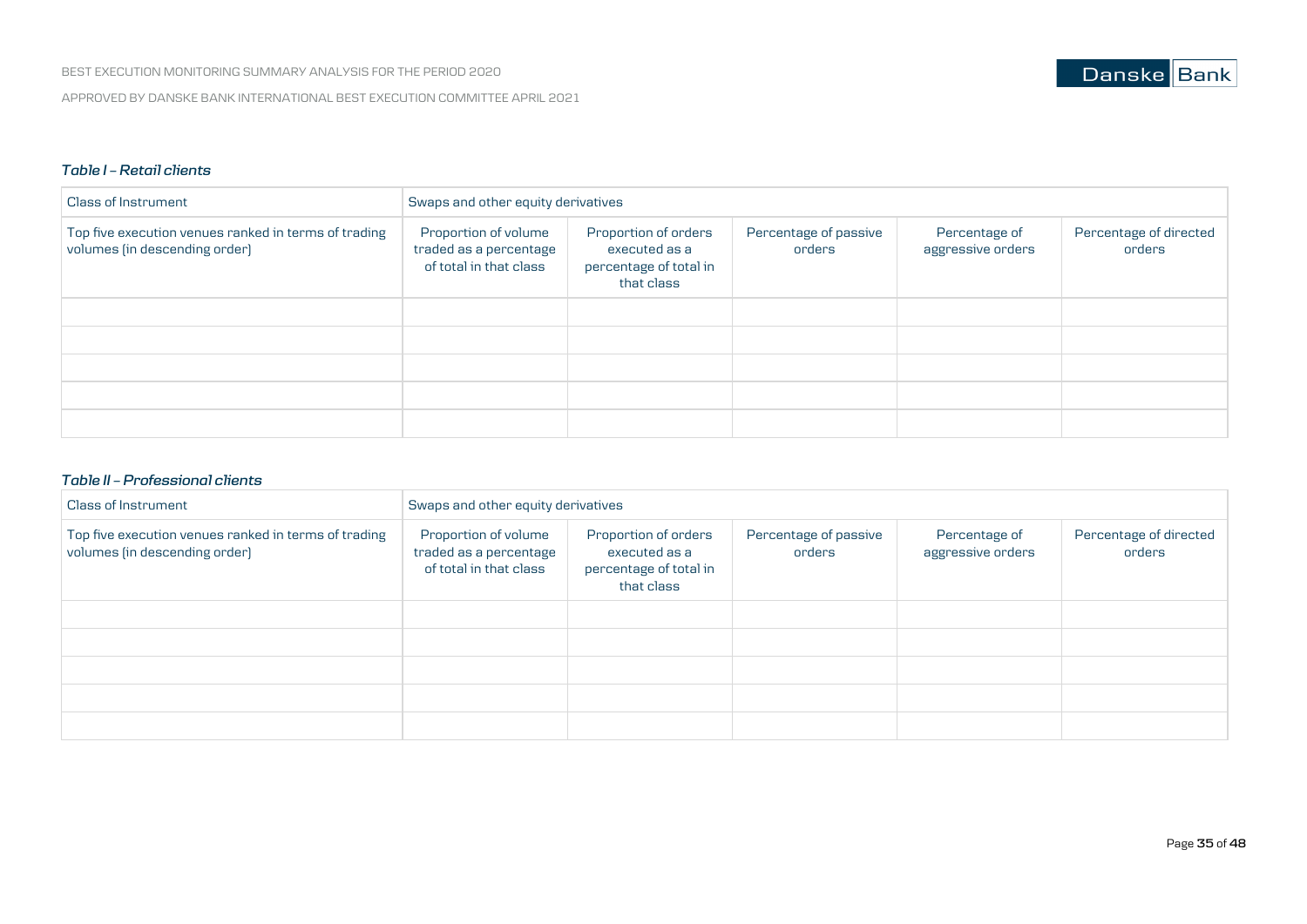*Table I – Retail clients*

| Class of Instrument | Swaps and other equity derivatives | | | | |
|---|---|---|---|---|---|
| Top five execution venues ranked in terms of trading volumes (in descending order) | Proportion of volume traded as a percentage of total in that class | Proportion of orders executed as a percentage of total in that class | Percentage of passive orders | Percentage of aggressive orders | Percentage of directed orders |
| | | | | | |
| | | | | | |
| | | | | | |
| | | | | | |
| | | | | | |

*Table II – Professional clients*

| Class of Instrument | Swaps and other equity derivatives | | | | |
|---|---|---|---|---|---|
| Top five execution venues ranked in terms of trading volumes (in descending order) | Proportion of volume traded as a percentage of total in that class | Proportion of orders executed as a percentage of total in that class | Percentage of passive orders | Percentage of aggressive orders | Percentage of directed orders |
| | | | | | |
| | | | | | |
| | | | | | |
| | | | | | |
| | | | | | |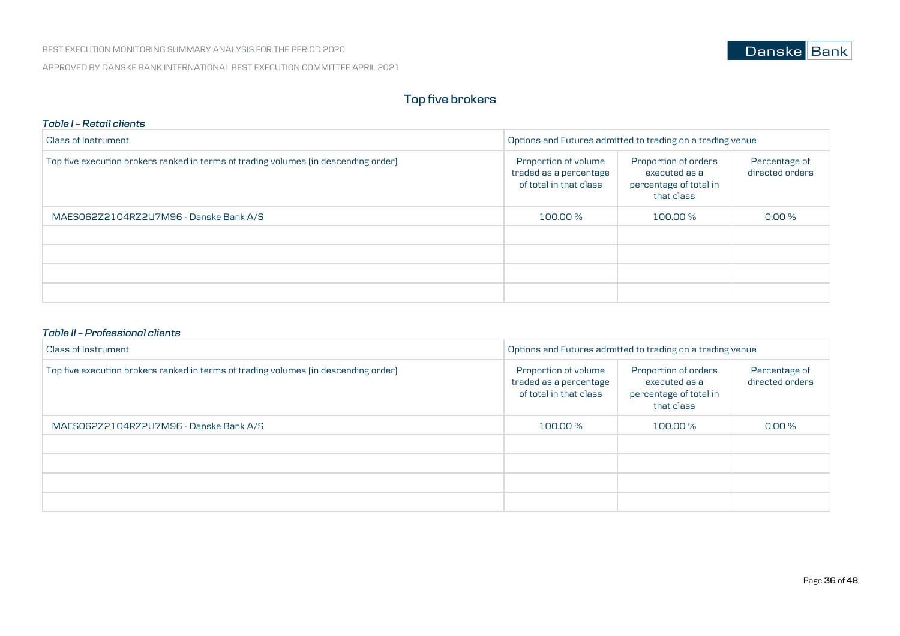## Top five brokers

*Table I – Retail clients*

| Class of Instrument | Options and Futures admitted to trading on a trading venue | | |
|---|---|---|---|
| Top five execution brokers ranked in terms of trading volumes (in descending order) | Proportion of volume traded as a percentage of total in that class | Proportion of orders executed as a percentage of total in that class | Percentage of directed orders |
| MAES062Z2104RZ2U7M96 - Danske Bank A/S | 100.00 % | 100.00 % | 0.00 % |
| | | | |
| | | | |
| | | | |
| | | | |

*Table II – Professional clients*

| Class of Instrument | Options and Futures admitted to trading on a trading venue | | |
|---|---|---|---|
| Top five execution brokers ranked in terms of trading volumes (in descending order) | Proportion of volume traded as a percentage of total in that class | Proportion of orders executed as a percentage of total in that class | Percentage of directed orders |
| MAES062Z2104RZ2U7M96 - Danske Bank A/S | 100.00 % | 100.00 % | 0.00 % |
| | | | |
| | | | |
| | | | |
| | | | |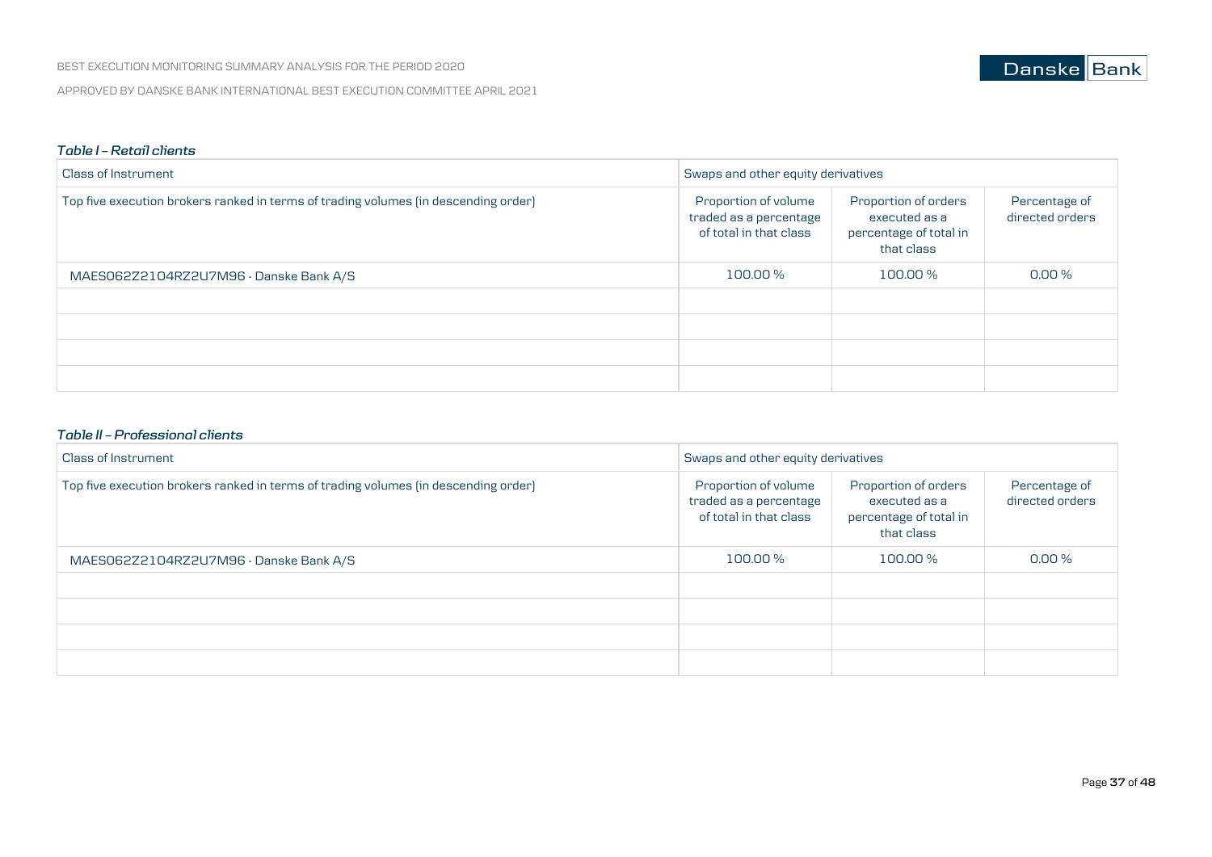*Table I – Retail clients*

| Class of Instrument | Swaps and other equity derivatives | | |
|---|---|---|---|
| Top five execution brokers ranked in terms of trading volumes (in descending order) | Proportion of volume traded as a percentage of total in that class | Proportion of orders executed as a percentage of total in that class | Percentage of directed orders |
| MAES062Z21O4RZ2U7M96 - Danske Bank A/S | 100.00 % | 100.00 % | 0.00 % |
| | | | |
| | | | |
| | | | |
| | | | |

*Table II – Professional clients*

| Class of Instrument | Swaps and other equity derivatives | | |
|---|---|---|---|
| Top five execution brokers ranked in terms of trading volumes (in descending order) | Proportion of volume traded as a percentage of total in that class | Proportion of orders executed as a percentage of total in that class | Percentage of directed orders |
| MAES062Z21O4RZ2U7M96 - Danske Bank A/S | 100.00 % | 100.00 % | 0.00 % |
| | | | |
| | | | |
| | | | |
| | | | |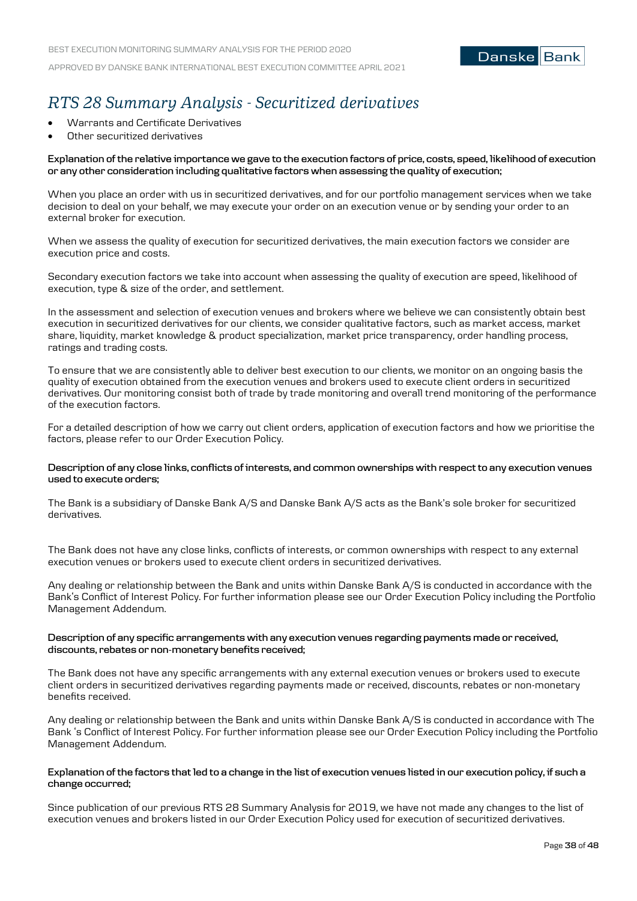# *RTS 28 Summary Analysis - Securitized derivatives*

- Warrants and Certificate Derivatives
- Other securitized derivatives

**Explanation of the relative importance we gave to the execution factors of price, costs, speed, likelihood of execution or any other consideration including qualitative factors when assessing the quality of execution;**

When you place an order with us in securitized derivatives, and for our portfolio management services when we take decision to deal on your behalf, we may execute your order on an execution venue or by sending your order to an external broker for execution.

When we assess the quality of execution for securitized derivatives, the main execution factors we consider are execution price and costs.

Secondary execution factors we take into account when assessing the quality of execution are speed, likelihood of execution, type & size of the order, and settlement.

In the assessment and selection of execution venues and brokers where we believe we can consistently obtain best execution in securitized derivatives for our clients, we consider qualitative factors, such as market access, market share, liquidity, market knowledge & product specialization, market price transparency, order handling process, ratings and trading costs.

To ensure that we are consistently able to deliver best execution to our clients, we monitor on an ongoing basis the quality of execution obtained from the execution venues and brokers used to execute client orders in securitized derivatives. Our monitoring consist both of trade by trade monitoring and overall trend monitoring of the performance of the execution factors.

For a detailed description of how we carry out client orders, application of execution factors and how we prioritise the factors, please refer to our Order Execution Policy.

**Description of any close links, conflicts of interests, and common ownerships with respect to any execution venues used to execute orders;**

The Bank is a subsidiary of Danske Bank A/S and Danske Bank A/S acts as the Bank's sole broker for securitized derivatives.

The Bank does not have any close links, conflicts of interests, or common ownerships with respect to any external execution venues or brokers used to execute client orders in securitized derivatives.

Any dealing or relationship between the Bank and units within Danske Bank A/S is conducted in accordance with the Bank's Conflict of Interest Policy. For further information please see our Order Execution Policy including the Portfolio Management Addendum.

**Description of any specific arrangements with any execution venues regarding payments made or received, discounts, rebates or non-monetary benefits received;**

The Bank does not have any specific arrangements with any external execution venues or brokers used to execute client orders in securitized derivatives regarding payments made or received, discounts, rebates or non-monetary benefits received.

Any dealing or relationship between the Bank and units within Danske Bank A/S is conducted in accordance with The Bank 's Conflict of Interest Policy. For further information please see our Order Execution Policy including the Portfolio Management Addendum.

**Explanation of the factors that led to a change in the list of execution venues listed in our execution policy, if such a change occurred;**

Since publication of our previous RTS 28 Summary Analysis for 2019, we have not made any changes to the list of execution venues and brokers listed in our Order Execution Policy used for execution of securitized derivatives.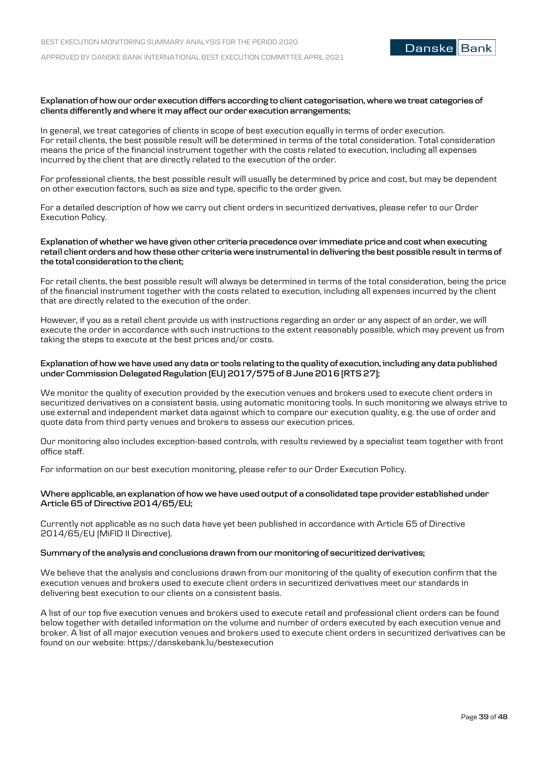**Explanation of how our order execution differs according to client categorisation, where we treat categories of clients differently and where it may affect our order execution arrangements;**

In general, we treat categories of clients in scope of best execution equally in terms of order execution. For retail clients, the best possible result will be determined in terms of the total consideration. Total consideration means the price of the financial instrument together with the costs related to execution, including all expenses incurred by the client that are directly related to the execution of the order.

For professional clients, the best possible result will usually be determined by price and cost, but may be dependent on other execution factors, such as size and type, specific to the order given.

For a detailed description of how we carry out client orders in securitized derivatives, please refer to our Order Execution Policy.

**Explanation of whether we have given other criteria precedence over immediate price and cost when executing retail client orders and how these other criteria were instrumental in delivering the best possible result in terms of the total consideration to the client;**

For retail clients, the best possible result will always be determined in terms of the total consideration, being the price of the financial instrument together with the costs related to execution, including all expenses incurred by the client that are directly related to the execution of the order.

However, if you as a retail client provide us with instructions regarding an order or any aspect of an order, we will execute the order in accordance with such instructions to the extent reasonably possible, which may prevent us from taking the steps to execute at the best prices and/or costs.

**Explanation of how we have used any data or tools relating to the quality of execution, including any data published under Commission Delegated Regulation (EU) 2017/575 of 8 June 2016 (RTS 27);**

We monitor the quality of execution provided by the execution venues and brokers used to execute client orders in securitized derivatives on a consistent basis, using automatic monitoring tools. In such monitoring we always strive to use external and independent market data against which to compare our execution quality, e.g. the use of order and quote data from third party venues and brokers to assess our execution prices.

Our monitoring also includes exception-based controls, with results reviewed by a specialist team together with front office staff.

For information on our best execution monitoring, please refer to our Order Execution Policy.

**Where applicable, an explanation of how we have used output of a consolidated tape provider established under Article 65 of Directive 2014/65/EU;**

Currently not applicable as no such data have yet been published in accordance with Article 65 of Directive 2014/65/EU (MiFID II Directive).

**Summary of the analysis and conclusions drawn from our monitoring of securitized derivatives;**

We believe that the analysis and conclusions drawn from our monitoring of the quality of execution confirm that the execution venues and brokers used to execute client orders in securitized derivatives meet our standards in delivering best execution to our clients on a consistent basis.

A list of our top five execution venues and brokers used to execute retail and professional client orders can be found below together with detailed information on the volume and number of orders executed by each execution venue and broker. A list of all major execution venues and brokers used to execute client orders in securitized derivatives can be found on our website: https://danskebank.lu/bestexecution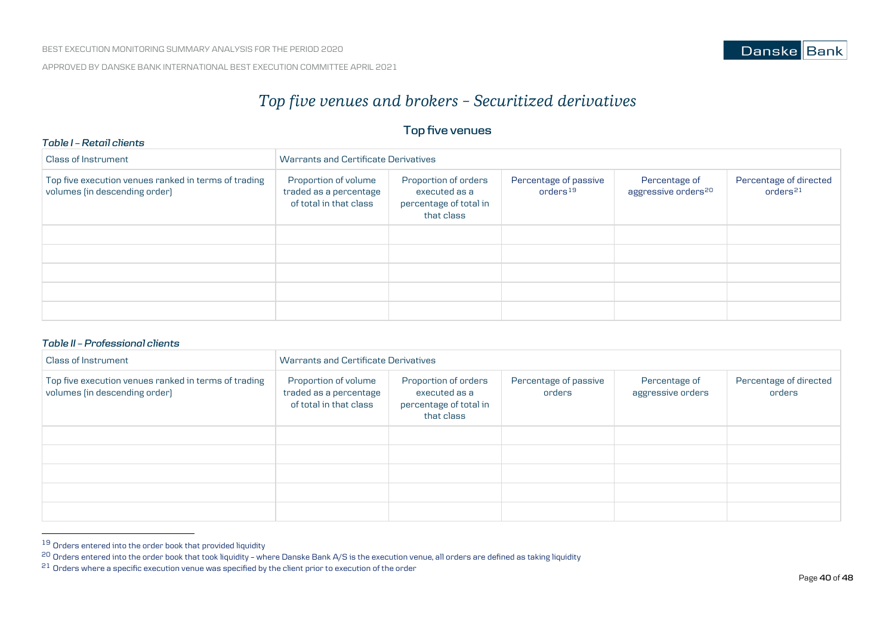# *Top five venues and brokers – Securitized derivatives*

## Top five venues

***Table I – Retail clients***

| Class of Instrument | Warrants and Certificate Derivatives | | | | |
|---|---|---|---|---|---|
| Top five execution venues ranked in terms of trading volumes (in descending order) | Proportion of volume traded as a percentage of total in that class | Proportion of orders executed as a percentage of total in that class | Percentage of passive orders[19] | Percentage of aggressive orders[20] | Percentage of directed orders[21] |
| | | | | | |
| | | | | | |
| | | | | | |
| | | | | | |
| | | | | | |

***Table II – Professional clients***

| Class of Instrument | Warrants and Certificate Derivatives | | | | |
|---|---|---|---|---|---|
| Top five execution venues ranked in terms of trading volumes (in descending order) | Proportion of volume traded as a percentage of total in that class | Proportion of orders executed as a percentage of total in that class | Percentage of passive orders | Percentage of aggressive orders | Percentage of directed orders |
| | | | | | |
| | | | | | |
| | | | | | |
| | | | | | |
| | | | | | |

[19] Orders entered into the order book that provided liquidity

[20] Orders entered into the order book that took liquidity – where Danske Bank A/S is the execution venue, all orders are defined as taking liquidity

[21] Orders where a specific execution venue was specified by the client prior to execution of the order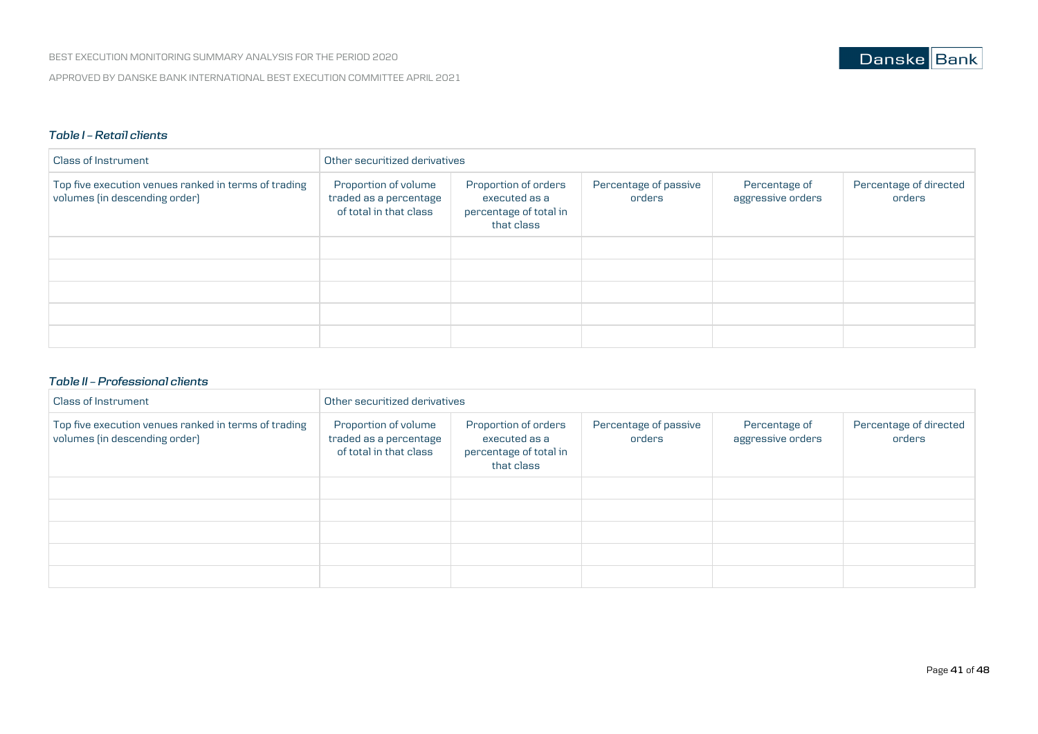*Table I – Retail clients*

| Class of Instrument | Other securitized derivatives | | | | |
|---|---|---|---|---|---|
| Top five execution venues ranked in terms of trading volumes (in descending order) | Proportion of volume traded as a percentage of total in that class | Proportion of orders executed as a percentage of total in that class | Percentage of passive orders | Percentage of aggressive orders | Percentage of directed orders |
| | | | | | |
| | | | | | |
| | | | | | |
| | | | | | |
| | | | | | |

*Table II – Professional clients*

| Class of Instrument | Other securitized derivatives | | | | |
|---|---|---|---|---|---|
| Top five execution venues ranked in terms of trading volumes (in descending order) | Proportion of volume traded as a percentage of total in that class | Proportion of orders executed as a percentage of total in that class | Percentage of passive orders | Percentage of aggressive orders | Percentage of directed orders |
| | | | | | |
| | | | | | |
| | | | | | |
| | | | | | |
| | | | | | |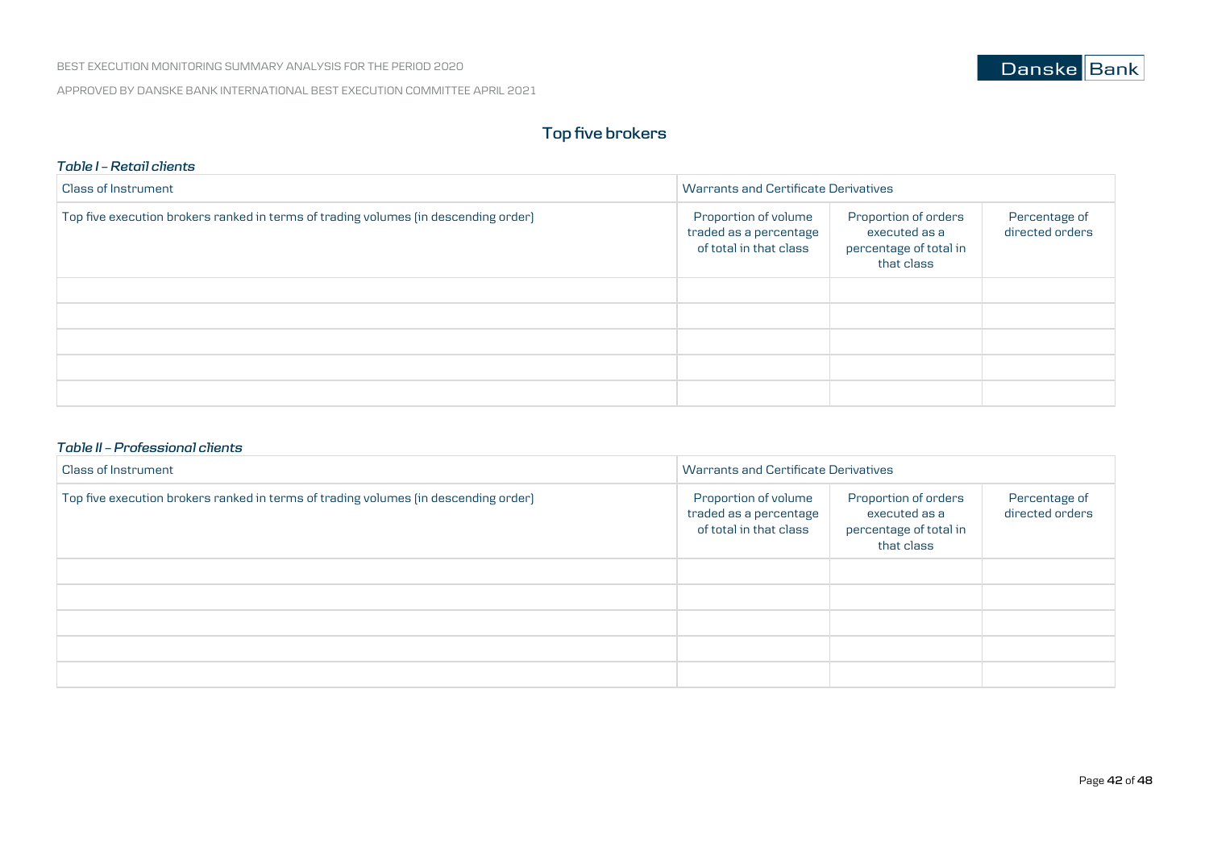## Top five brokers

***Table I – Retail clients***

| Class of Instrument | Warrants and Certificate Derivatives | | |
|---|---|---|---|
| Top five execution brokers ranked in terms of trading volumes (in descending order) | Proportion of volume traded as a percentage of total in that class | Proportion of orders executed as a percentage of total in that class | Percentage of directed orders |
| | | | |
| | | | |
| | | | |
| | | | |
| | | | |

***Table II – Professional clients***

| Class of Instrument | Warrants and Certificate Derivatives | | |
|---|---|---|---|
| Top five execution brokers ranked in terms of trading volumes (in descending order) | Proportion of volume traded as a percentage of total in that class | Proportion of orders executed as a percentage of total in that class | Percentage of directed orders |
| | | | |
| | | | |
| | | | |
| | | | |
| | | | |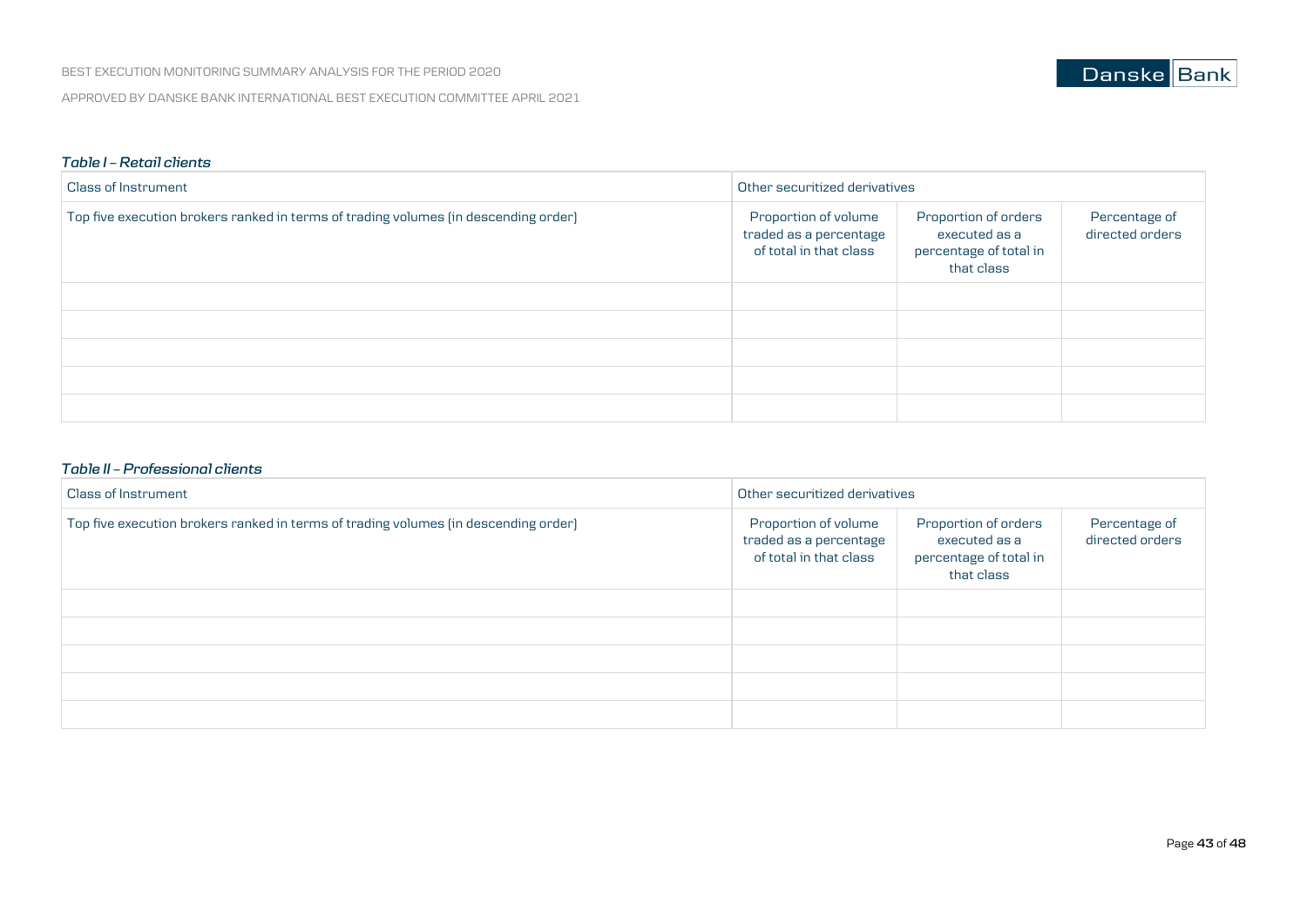*Table I – Retail clients*

| Class of Instrument | Other securitized derivatives | | |
|---|---|---|---|
| Top five execution brokers ranked in terms of trading volumes (in descending order) | Proportion of volume traded as a percentage of total in that class | Proportion of orders executed as a percentage of total in that class | Percentage of directed orders |
| | | | |
| | | | |
| | | | |
| | | | |
| | | | |

*Table II – Professional clients*

| Class of Instrument | Other securitized derivatives | | |
|---|---|---|---|
| Top five execution brokers ranked in terms of trading volumes (in descending order) | Proportion of volume traded as a percentage of total in that class | Proportion of orders executed as a percentage of total in that class | Percentage of directed orders |
| | | | |
| | | | |
| | | | |
| | | | |
| | | | |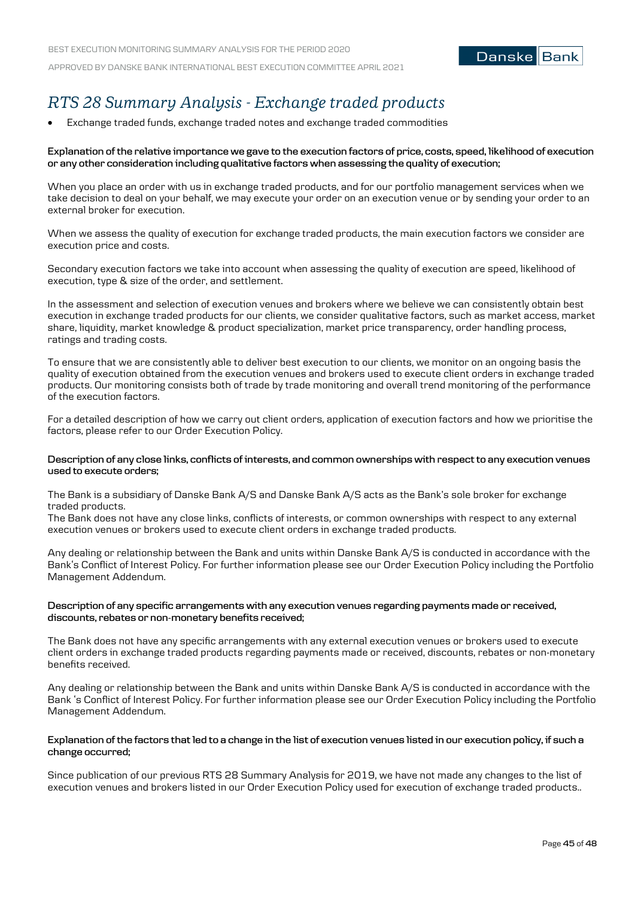# *RTS 28 Summary Analysis - Exchange traded products*

- Exchange traded funds, exchange traded notes and exchange traded commodities

**Explanation of the relative importance we gave to the execution factors of price, costs, speed, likelihood of execution or any other consideration including qualitative factors when assessing the quality of execution;**

When you place an order with us in exchange traded products, and for our portfolio management services when we take decision to deal on your behalf, we may execute your order on an execution venue or by sending your order to an external broker for execution.

When we assess the quality of execution for exchange traded products, the main execution factors we consider are execution price and costs.

Secondary execution factors we take into account when assessing the quality of execution are speed, likelihood of execution, type & size of the order, and settlement.

In the assessment and selection of execution venues and brokers where we believe we can consistently obtain best execution in exchange traded products for our clients, we consider qualitative factors, such as market access, market share, liquidity, market knowledge & product specialization, market price transparency, order handling process, ratings and trading costs.

To ensure that we are consistently able to deliver best execution to our clients, we monitor on an ongoing basis the quality of execution obtained from the execution venues and brokers used to execute client orders in exchange traded products. Our monitoring consists both of trade by trade monitoring and overall trend monitoring of the performance of the execution factors.

For a detailed description of how we carry out client orders, application of execution factors and how we prioritise the factors, please refer to our Order Execution Policy.

**Description of any close links, conflicts of interests, and common ownerships with respect to any execution venues used to execute orders;**

The Bank is a subsidiary of Danske Bank A/S and Danske Bank A/S acts as the Bank's sole broker for exchange traded products.
The Bank does not have any close links, conflicts of interests, or common ownerships with respect to any external execution venues or brokers used to execute client orders in exchange traded products.

Any dealing or relationship between the Bank and units within Danske Bank A/S is conducted in accordance with the Bank's Conflict of Interest Policy. For further information please see our Order Execution Policy including the Portfolio Management Addendum.

**Description of any specific arrangements with any execution venues regarding payments made or received, discounts, rebates or non-monetary benefits received;**

The Bank does not have any specific arrangements with any external execution venues or brokers used to execute client orders in exchange traded products regarding payments made or received, discounts, rebates or non-monetary benefits received.

Any dealing or relationship between the Bank and units within Danske Bank A/S is conducted in accordance with the Bank 's Conflict of Interest Policy. For further information please see our Order Execution Policy including the Portfolio Management Addendum.

**Explanation of the factors that led to a change in the list of execution venues listed in our execution policy, if such a change occurred;**

Since publication of our previous RTS 28 Summary Analysis for 2019, we have not made any changes to the list of execution venues and brokers listed in our Order Execution Policy used for execution of exchange traded products..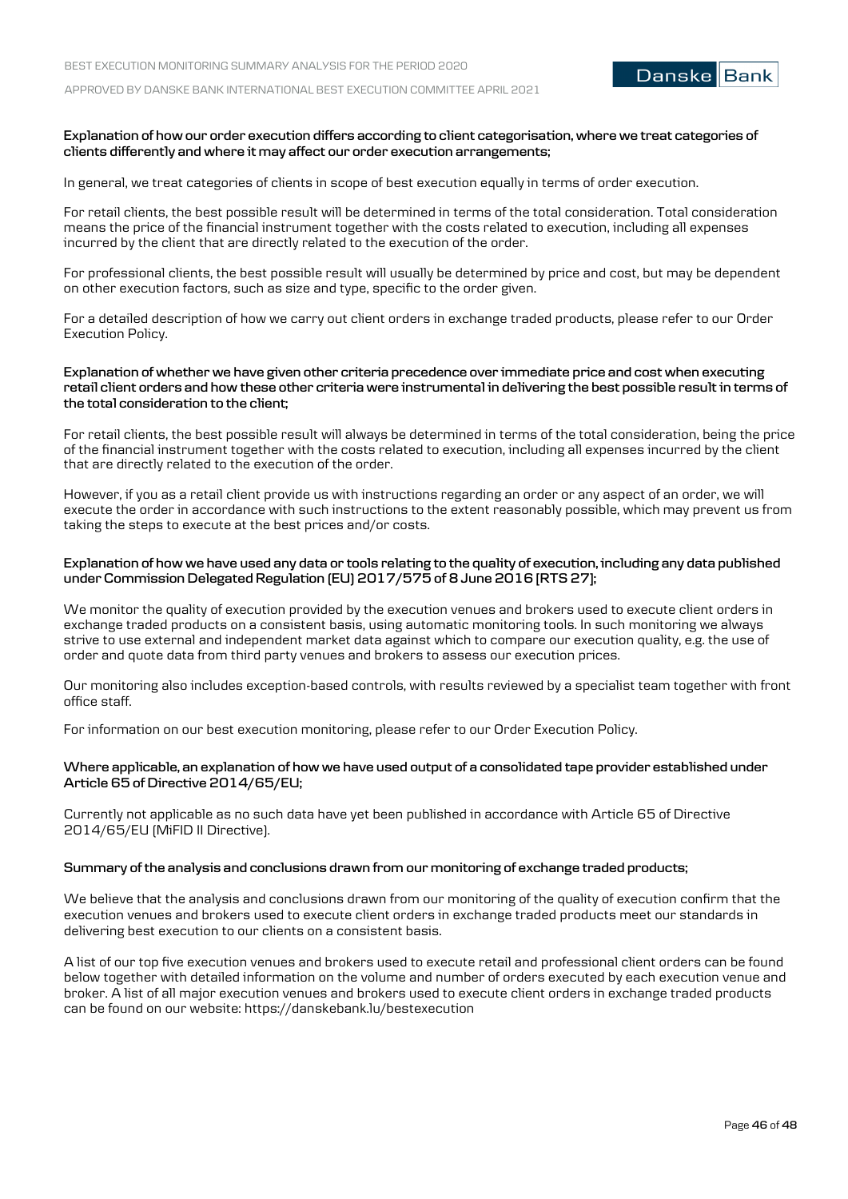**Explanation of how our order execution differs according to client categorisation, where we treat categories of clients differently and where it may affect our order execution arrangements;**

In general, we treat categories of clients in scope of best execution equally in terms of order execution.

For retail clients, the best possible result will be determined in terms of the total consideration. Total consideration means the price of the financial instrument together with the costs related to execution, including all expenses incurred by the client that are directly related to the execution of the order.

For professional clients, the best possible result will usually be determined by price and cost, but may be dependent on other execution factors, such as size and type, specific to the order given.

For a detailed description of how we carry out client orders in exchange traded products, please refer to our Order Execution Policy.

**Explanation of whether we have given other criteria precedence over immediate price and cost when executing retail client orders and how these other criteria were instrumental in delivering the best possible result in terms of the total consideration to the client;**

For retail clients, the best possible result will always be determined in terms of the total consideration, being the price of the financial instrument together with the costs related to execution, including all expenses incurred by the client that are directly related to the execution of the order.

However, if you as a retail client provide us with instructions regarding an order or any aspect of an order, we will execute the order in accordance with such instructions to the extent reasonably possible, which may prevent us from taking the steps to execute at the best prices and/or costs.

**Explanation of how we have used any data or tools relating to the quality of execution, including any data published under Commission Delegated Regulation (EU) 2017/575 of 8 June 2016 (RTS 27);**

We monitor the quality of execution provided by the execution venues and brokers used to execute client orders in exchange traded products on a consistent basis, using automatic monitoring tools. In such monitoring we always strive to use external and independent market data against which to compare our execution quality, e.g. the use of order and quote data from third party venues and brokers to assess our execution prices.

Our monitoring also includes exception-based controls, with results reviewed by a specialist team together with front office staff.

For information on our best execution monitoring, please refer to our Order Execution Policy.

**Where applicable, an explanation of how we have used output of a consolidated tape provider established under Article 65 of Directive 2014/65/EU;**

Currently not applicable as no such data have yet been published in accordance with Article 65 of Directive 2014/65/EU (MiFID II Directive).

**Summary of the analysis and conclusions drawn from our monitoring of exchange traded products;**

We believe that the analysis and conclusions drawn from our monitoring of the quality of execution confirm that the execution venues and brokers used to execute client orders in exchange traded products meet our standards in delivering best execution to our clients on a consistent basis.

A list of our top five execution venues and brokers used to execute retail and professional client orders can be found below together with detailed information on the volume and number of orders executed by each execution venue and broker. A list of all major execution venues and brokers used to execute client orders in exchange traded products can be found on our website: https://danskebank.lu/bestexecution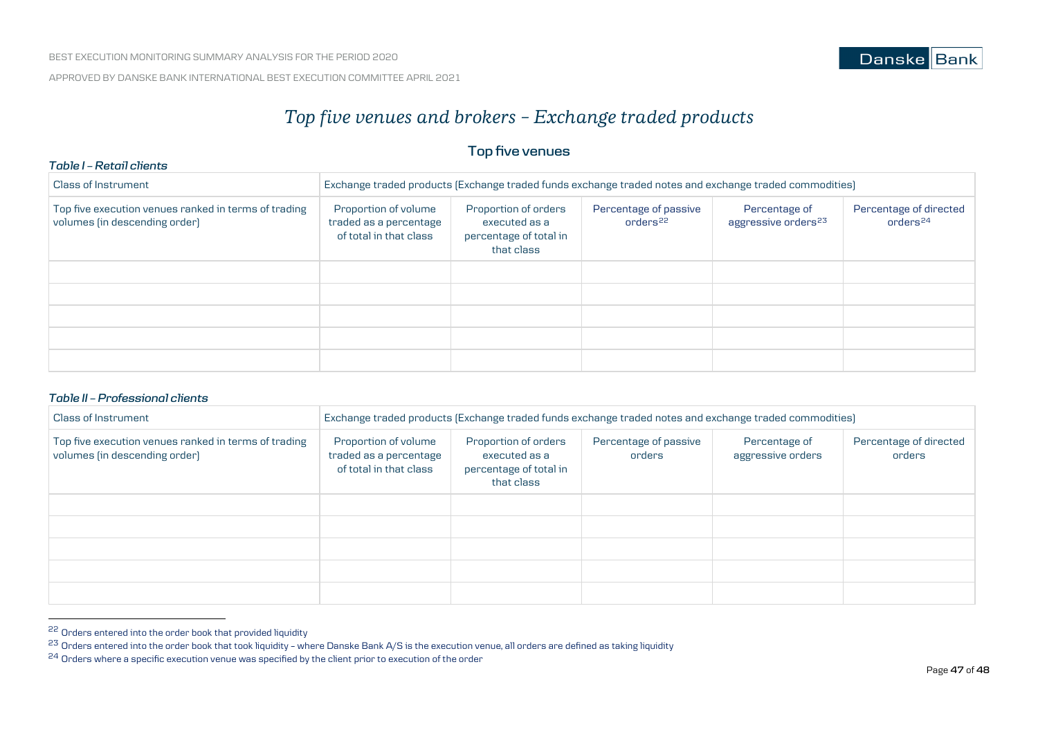# Top five venues and brokers – Exchange traded products

## Top five venues

***Table I – Retail clients***

| Class of Instrument | Exchange traded products (Exchange traded funds exchange traded notes and exchange traded commodities) | | | | |
|---|---|---|---|---|---|
| Top five execution venues ranked in terms of trading volumes (in descending order) | Proportion of volume traded as a percentage of total in that class | Proportion of orders executed as a percentage of total in that class | Percentage of passive orders[22] | Percentage of aggressive orders[23] | Percentage of directed orders[24] |
| | | | | | |
| | | | | | |
| | | | | | |
| | | | | | |
| | | | | | |

***Table II – Professional clients***

| Class of Instrument | Exchange traded products (Exchange traded funds exchange traded notes and exchange traded commodities) | | | | |
|---|---|---|---|---|---|
| Top five execution venues ranked in terms of trading volumes (in descending order) | Proportion of volume traded as a percentage of total in that class | Proportion of orders executed as a percentage of total in that class | Percentage of passive orders | Percentage of aggressive orders | Percentage of directed orders |
| | | | | | |
| | | | | | |
| | | | | | |
| | | | | | |
| | | | | | |

[22] Orders entered into the order book that provided liquidity

[23] Orders entered into the order book that took liquidity – where Danske Bank A/S is the execution venue, all orders are defined as taking liquidity

[24] Orders where a specific execution venue was specified by the client prior to execution of the order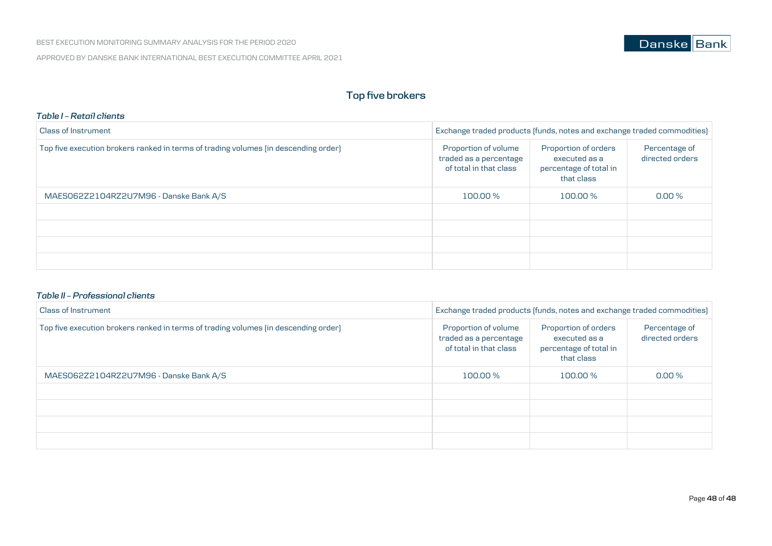## Top five brokers

*Table I – Retail clients*

| Class of Instrument | Exchange traded products (funds, notes and exchange traded commodities) | | |
|---|---|---|---|
| Top five execution brokers ranked in terms of trading volumes (in descending order) | Proportion of volume traded as a percentage of total in that class | Proportion of orders executed as a percentage of total in that class | Percentage of directed orders |
| MAES062Z21O4RZ2U7M96 - Danske Bank A/S | 100.00 % | 100.00 % | 0.00 % |
| | | | |
| | | | |
| | | | |
| | | | |

*Table II – Professional clients*

| Class of Instrument | Exchange traded products (funds, notes and exchange traded commodities) | | |
|---|---|---|---|
| Top five execution brokers ranked in terms of trading volumes (in descending order) | Proportion of volume traded as a percentage of total in that class | Proportion of orders executed as a percentage of total in that class | Percentage of directed orders |
| MAES062Z21O4RZ2U7M96 - Danske Bank A/S | 100.00 % | 100.00 % | 0.00 % |
| | | | |
| | | | |
| | | | |
| | | | |